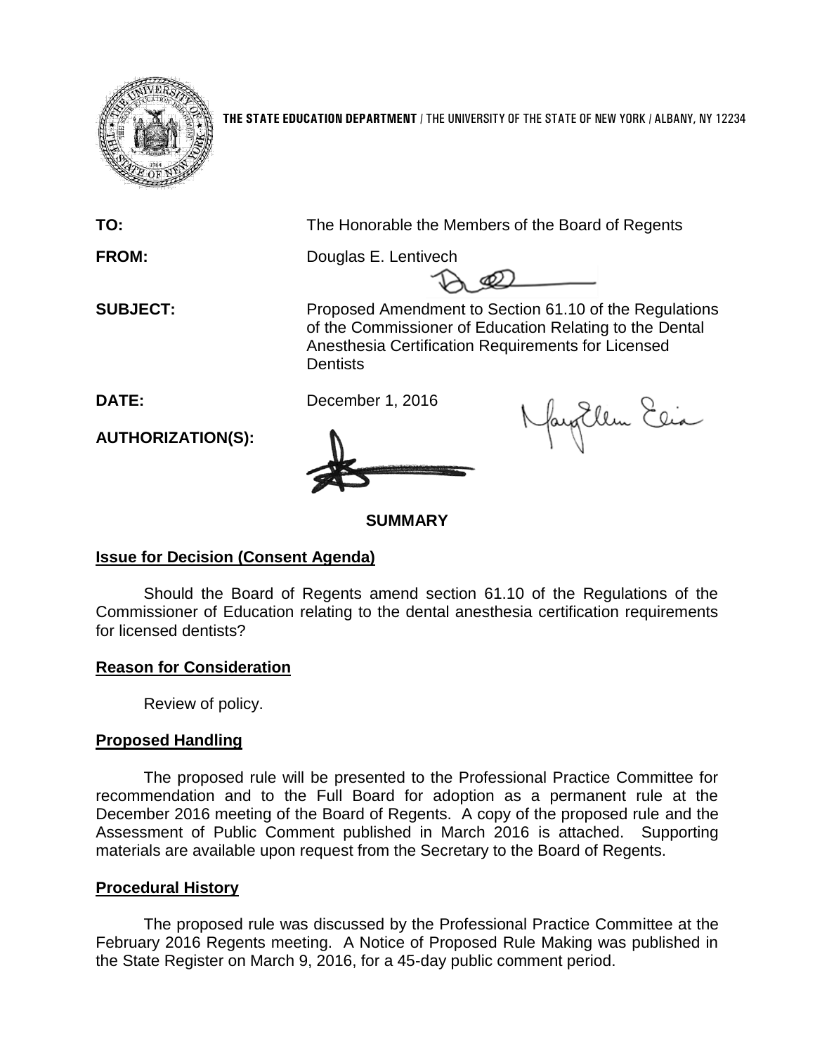**THE STATE EDUCATION DEPARTMENT** / THE UNIVERSITY OF THE STATE OF NEW YORK / ALBANY, NY 12234

**TO:** The Honorable the Members of the Board of Regents

**FROM:** Douglas E. Lentivech

**SUBJECT:** Proposed Amendment to Section 61.10 of the Regulations of the Commissioner of Education Relating to the Dental Anesthesia Certification Requirements for Licensed Dentists

**DATE:** December 1, 2016

**AUTHORIZATION(S):**

**SUMMARY**

**Issue for Decision (Consent Agenda)**

Should the Board of Regents amend section 61.10 of the Regulations of the Commissioner of Education relating to the dental anesthesia certification requirements for licensed dentists?

**Reason for Consideration**

Review of policy.

**Proposed Handling**

The proposed rule will be presented to the Professional Practice Committee for recommendation and to the Full Board for adoption as a permanent rule at the December 2016 meeting of the Board of Regents. A copy of the proposed rule and the Assessment of Public Comment published in March 2016 is attached. Supporting materials are available upon request from the Secretary to the Board of Regents.

**Procedural History**

The proposed rule was discussed by the Professional Practice Committee at the February 2016 Regents meeting. A Notice of Proposed Rule Making was published in the State Register on March 9, 2016, for a 45-day public comment period.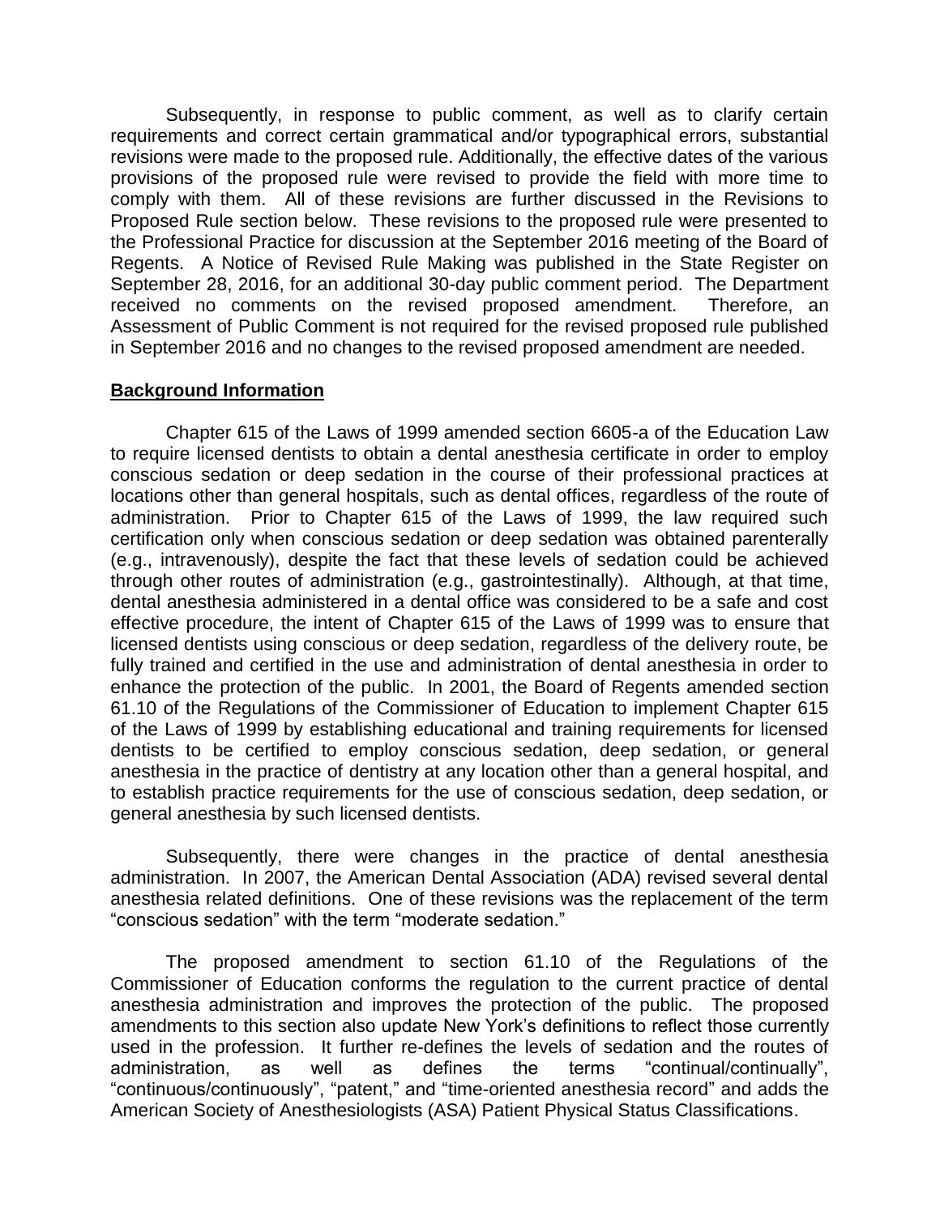Subsequently, in response to public comment, as well as to clarify certain requirements and correct certain grammatical and/or typographical errors, substantial revisions were made to the proposed rule. Additionally, the effective dates of the various provisions of the proposed rule were revised to provide the field with more time to comply with them. All of these revisions are further discussed in the Revisions to Proposed Rule section below. These revisions to the proposed rule were presented to the Professional Practice for discussion at the September 2016 meeting of the Board of Regents. A Notice of Revised Rule Making was published in the State Register on September 28, 2016, for an additional 30-day public comment period. The Department received no comments on the revised proposed amendment. Therefore, an Assessment of Public Comment is not required for the revised proposed rule published in September 2016 and no changes to the revised proposed amendment are needed.

**Background Information**

Chapter 615 of the Laws of 1999 amended section 6605-a of the Education Law to require licensed dentists to obtain a dental anesthesia certificate in order to employ conscious sedation or deep sedation in the course of their professional practices at locations other than general hospitals, such as dental offices, regardless of the route of administration. Prior to Chapter 615 of the Laws of 1999, the law required such certification only when conscious sedation or deep sedation was obtained parenterally (e.g., intravenously), despite the fact that these levels of sedation could be achieved through other routes of administration (e.g., gastrointestinally). Although, at that time, dental anesthesia administered in a dental office was considered to be a safe and cost effective procedure, the intent of Chapter 615 of the Laws of 1999 was to ensure that licensed dentists using conscious or deep sedation, regardless of the delivery route, be fully trained and certified in the use and administration of dental anesthesia in order to enhance the protection of the public. In 2001, the Board of Regents amended section 61.10 of the Regulations of the Commissioner of Education to implement Chapter 615 of the Laws of 1999 by establishing educational and training requirements for licensed dentists to be certified to employ conscious sedation, deep sedation, or general anesthesia in the practice of dentistry at any location other than a general hospital, and to establish practice requirements for the use of conscious sedation, deep sedation, or general anesthesia by such licensed dentists.

Subsequently, there were changes in the practice of dental anesthesia administration. In 2007, the American Dental Association (ADA) revised several dental anesthesia related definitions. One of these revisions was the replacement of the term "conscious sedation" with the term "moderate sedation."

The proposed amendment to section 61.10 of the Regulations of the Commissioner of Education conforms the regulation to the current practice of dental anesthesia administration and improves the protection of the public. The proposed amendments to this section also update New York's definitions to reflect those currently used in the profession. It further re-defines the levels of sedation and the routes of administration, as well as defines the terms "continual/continually", "continuous/continuously", "patent," and "time-oriented anesthesia record" and adds the American Society of Anesthesiologists (ASA) Patient Physical Status Classifications.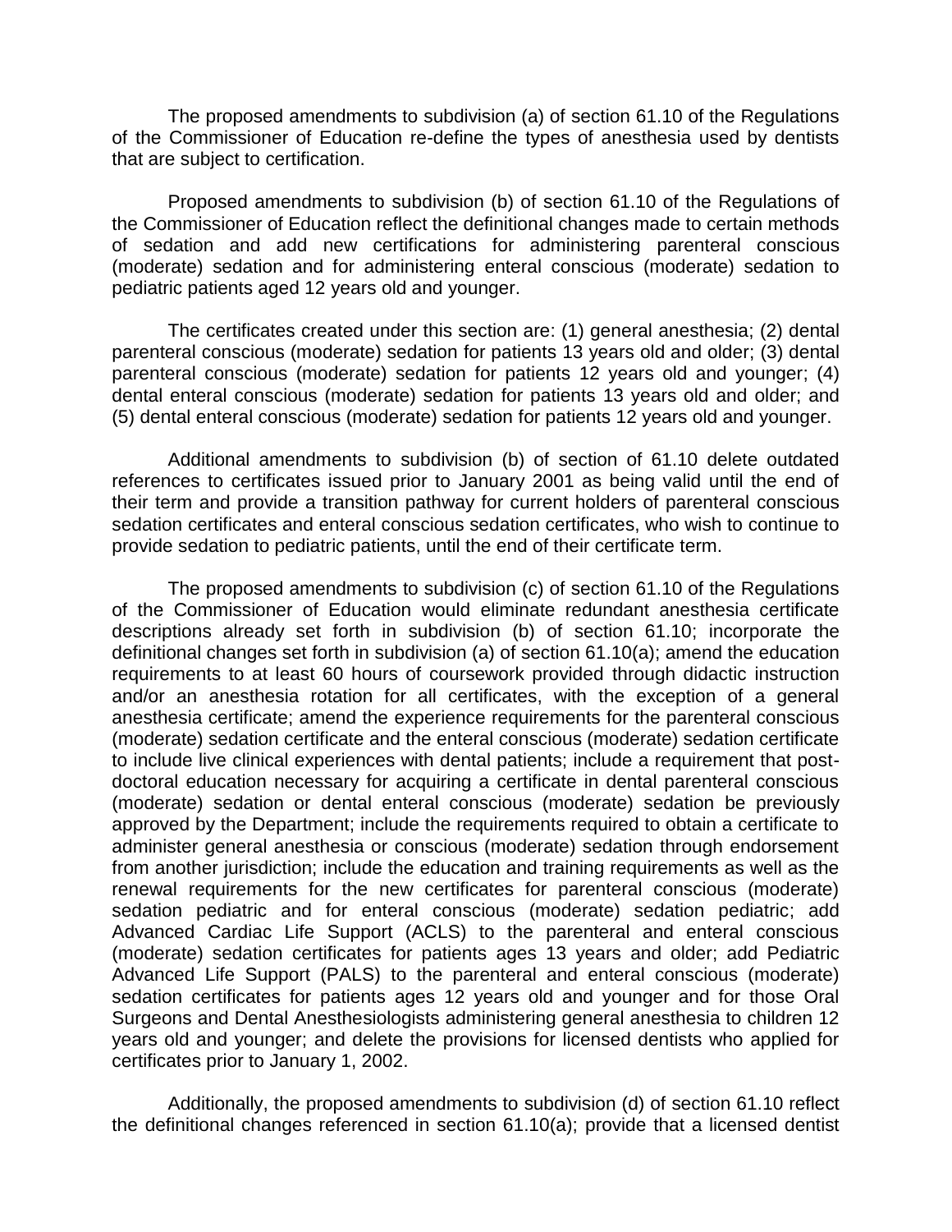The proposed amendments to subdivision (a) of section 61.10 of the Regulations of the Commissioner of Education re-define the types of anesthesia used by dentists that are subject to certification.

Proposed amendments to subdivision (b) of section 61.10 of the Regulations of the Commissioner of Education reflect the definitional changes made to certain methods of sedation and add new certifications for administering parenteral conscious (moderate) sedation and for administering enteral conscious (moderate) sedation to pediatric patients aged 12 years old and younger.

The certificates created under this section are: (1) general anesthesia; (2) dental parenteral conscious (moderate) sedation for patients 13 years old and older; (3) dental parenteral conscious (moderate) sedation for patients 12 years old and younger; (4) dental enteral conscious (moderate) sedation for patients 13 years old and older; and (5) dental enteral conscious (moderate) sedation for patients 12 years old and younger.

Additional amendments to subdivision (b) of section of 61.10 delete outdated references to certificates issued prior to January 2001 as being valid until the end of their term and provide a transition pathway for current holders of parenteral conscious sedation certificates and enteral conscious sedation certificates, who wish to continue to provide sedation to pediatric patients, until the end of their certificate term.

The proposed amendments to subdivision (c) of section 61.10 of the Regulations of the Commissioner of Education would eliminate redundant anesthesia certificate descriptions already set forth in subdivision (b) of section 61.10; incorporate the definitional changes set forth in subdivision (a) of section 61.10(a); amend the education requirements to at least 60 hours of coursework provided through didactic instruction and/or an anesthesia rotation for all certificates, with the exception of a general anesthesia certificate; amend the experience requirements for the parenteral conscious (moderate) sedation certificate and the enteral conscious (moderate) sedation certificate to include live clinical experiences with dental patients; include a requirement that post-doctoral education necessary for acquiring a certificate in dental parenteral conscious (moderate) sedation or dental enteral conscious (moderate) sedation be previously approved by the Department; include the requirements required to obtain a certificate to administer general anesthesia or conscious (moderate) sedation through endorsement from another jurisdiction; include the education and training requirements as well as the renewal requirements for the new certificates for parenteral conscious (moderate) sedation pediatric and for enteral conscious (moderate) sedation pediatric; add Advanced Cardiac Life Support (ACLS) to the parenteral and enteral conscious (moderate) sedation certificates for patients ages 13 years and older; add Pediatric Advanced Life Support (PALS) to the parenteral and enteral conscious (moderate) sedation certificates for patients ages 12 years old and younger and for those Oral Surgeons and Dental Anesthesiologists administering general anesthesia to children 12 years old and younger; and delete the provisions for licensed dentists who applied for certificates prior to January 1, 2002.

Additionally, the proposed amendments to subdivision (d) of section 61.10 reflect the definitional changes referenced in section 61.10(a); provide that a licensed dentist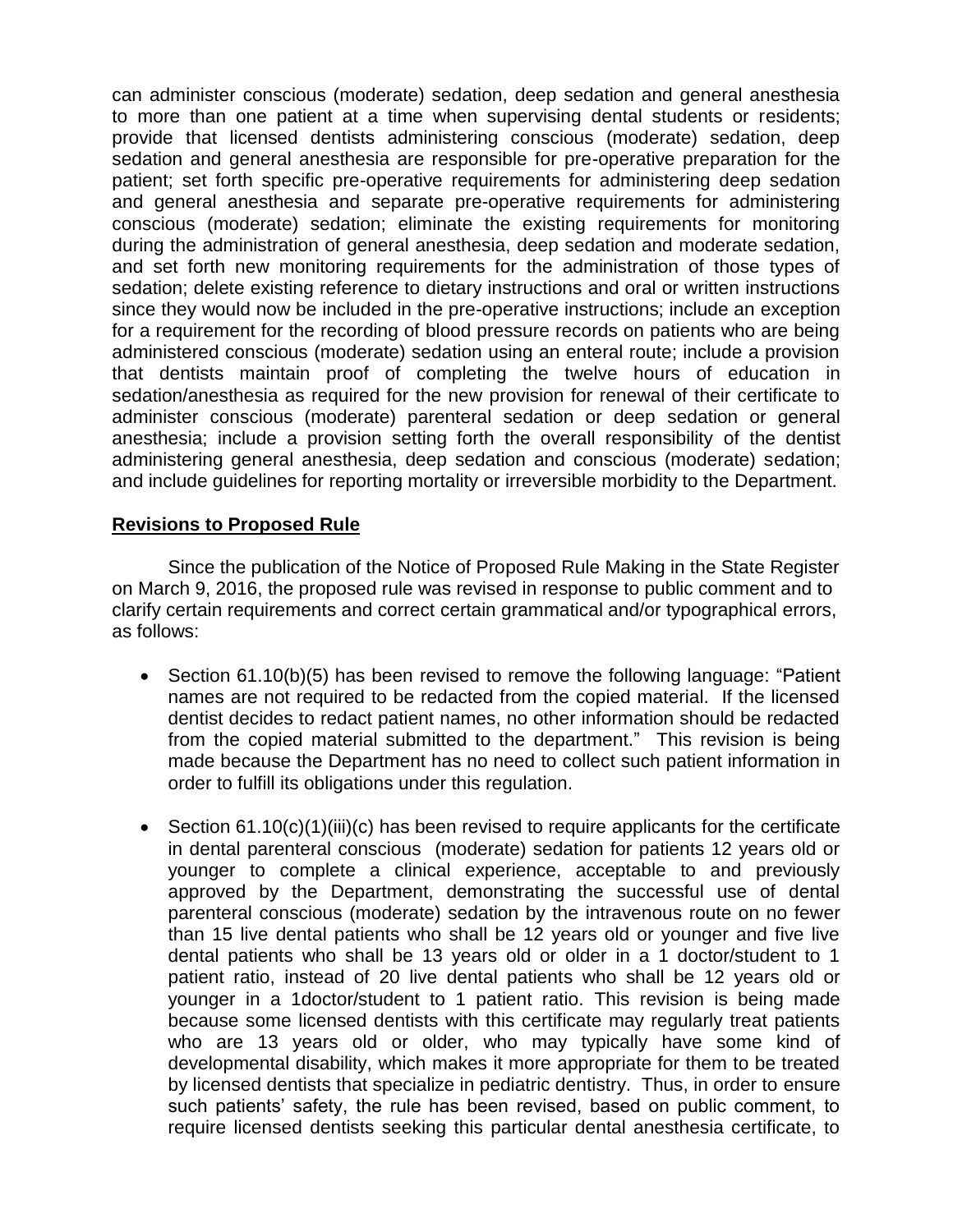can administer conscious (moderate) sedation, deep sedation and general anesthesia to more than one patient at a time when supervising dental students or residents; provide that licensed dentists administering conscious (moderate) sedation, deep sedation and general anesthesia are responsible for pre-operative preparation for the patient; set forth specific pre-operative requirements for administering deep sedation and general anesthesia and separate pre-operative requirements for administering conscious (moderate) sedation; eliminate the existing requirements for monitoring during the administration of general anesthesia, deep sedation and moderate sedation, and set forth new monitoring requirements for the administration of those types of sedation; delete existing reference to dietary instructions and oral or written instructions since they would now be included in the pre-operative instructions; include an exception for a requirement for the recording of blood pressure records on patients who are being administered conscious (moderate) sedation using an enteral route; include a provision that dentists maintain proof of completing the twelve hours of education in sedation/anesthesia as required for the new provision for renewal of their certificate to administer conscious (moderate) parenteral sedation or deep sedation or general anesthesia; include a provision setting forth the overall responsibility of the dentist administering general anesthesia, deep sedation and conscious (moderate) sedation; and include guidelines for reporting mortality or irreversible morbidity to the Department.

**Revisions to Proposed Rule**

Since the publication of the Notice of Proposed Rule Making in the State Register on March 9, 2016, the proposed rule was revised in response to public comment and to clarify certain requirements and correct certain grammatical and/or typographical errors, as follows:

- Section 61.10(b)(5) has been revised to remove the following language: "Patient names are not required to be redacted from the copied material. If the licensed dentist decides to redact patient names, no other information should be redacted from the copied material submitted to the department." This revision is being made because the Department has no need to collect such patient information in order to fulfill its obligations under this regulation.

- Section 61.10(c)(1)(iii)(c) has been revised to require applicants for the certificate in dental parenteral conscious (moderate) sedation for patients 12 years old or younger to complete a clinical experience, acceptable to and previously approved by the Department, demonstrating the successful use of dental parenteral conscious (moderate) sedation by the intravenous route on no fewer than 15 live dental patients who shall be 12 years old or younger and five live dental patients who shall be 13 years old or older in a 1 doctor/student to 1 patient ratio, instead of 20 live dental patients who shall be 12 years old or younger in a 1doctor/student to 1 patient ratio. This revision is being made because some licensed dentists with this certificate may regularly treat patients who are 13 years old or older, who may typically have some kind of developmental disability, which makes it more appropriate for them to be treated by licensed dentists that specialize in pediatric dentistry. Thus, in order to ensure such patients' safety, the rule has been revised, based on public comment, to require licensed dentists seeking this particular dental anesthesia certificate, to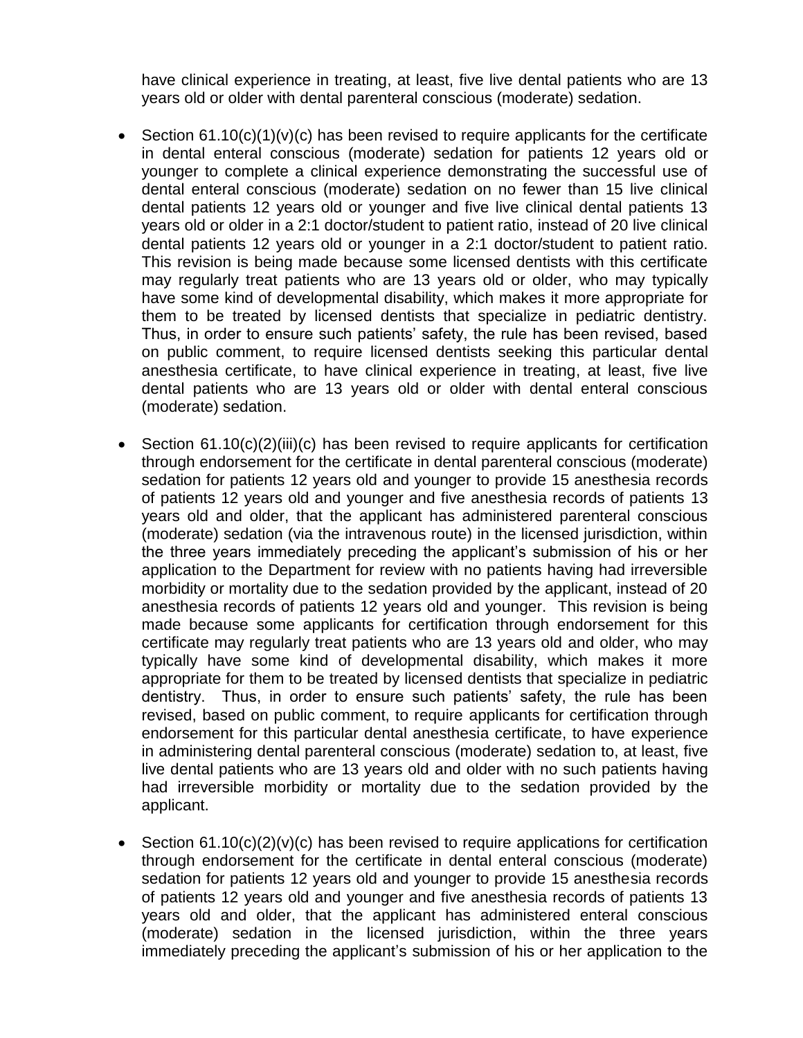have clinical experience in treating, at least, five live dental patients who are 13 years old or older with dental parenteral conscious (moderate) sedation.

- Section 61.10(c)(1)(v)(c) has been revised to require applicants for the certificate in dental enteral conscious (moderate) sedation for patients 12 years old or younger to complete a clinical experience demonstrating the successful use of dental enteral conscious (moderate) sedation on no fewer than 15 live clinical dental patients 12 years old or younger and five live clinical dental patients 13 years old or older in a 2:1 doctor/student to patient ratio, instead of 20 live clinical dental patients 12 years old or younger in a 2:1 doctor/student to patient ratio. This revision is being made because some licensed dentists with this certificate may regularly treat patients who are 13 years old or older, who may typically have some kind of developmental disability, which makes it more appropriate for them to be treated by licensed dentists that specialize in pediatric dentistry. Thus, in order to ensure such patients' safety, the rule has been revised, based on public comment, to require licensed dentists seeking this particular dental anesthesia certificate, to have clinical experience in treating, at least, five live dental patients who are 13 years old or older with dental enteral conscious (moderate) sedation.

- Section 61.10(c)(2)(iii)(c) has been revised to require applicants for certification through endorsement for the certificate in dental parenteral conscious (moderate) sedation for patients 12 years old and younger to provide 15 anesthesia records of patients 12 years old and younger and five anesthesia records of patients 13 years old and older, that the applicant has administered parenteral conscious (moderate) sedation (via the intravenous route) in the licensed jurisdiction, within the three years immediately preceding the applicant's submission of his or her application to the Department for review with no patients having had irreversible morbidity or mortality due to the sedation provided by the applicant, instead of 20 anesthesia records of patients 12 years old and younger. This revision is being made because some applicants for certification through endorsement for this certificate may regularly treat patients who are 13 years old and older, who may typically have some kind of developmental disability, which makes it more appropriate for them to be treated by licensed dentists that specialize in pediatric dentistry. Thus, in order to ensure such patients' safety, the rule has been revised, based on public comment, to require applicants for certification through endorsement for this particular dental anesthesia certificate, to have experience in administering dental parenteral conscious (moderate) sedation to, at least, five live dental patients who are 13 years old and older with no such patients having had irreversible morbidity or mortality due to the sedation provided by the applicant.

- Section 61.10(c)(2)(v)(c) has been revised to require applications for certification through endorsement for the certificate in dental enteral conscious (moderate) sedation for patients 12 years old and younger to provide 15 anesthesia records of patients 12 years old and younger and five anesthesia records of patients 13 years old and older, that the applicant has administered enteral conscious (moderate) sedation in the licensed jurisdiction, within the three years immediately preceding the applicant's submission of his or her application to the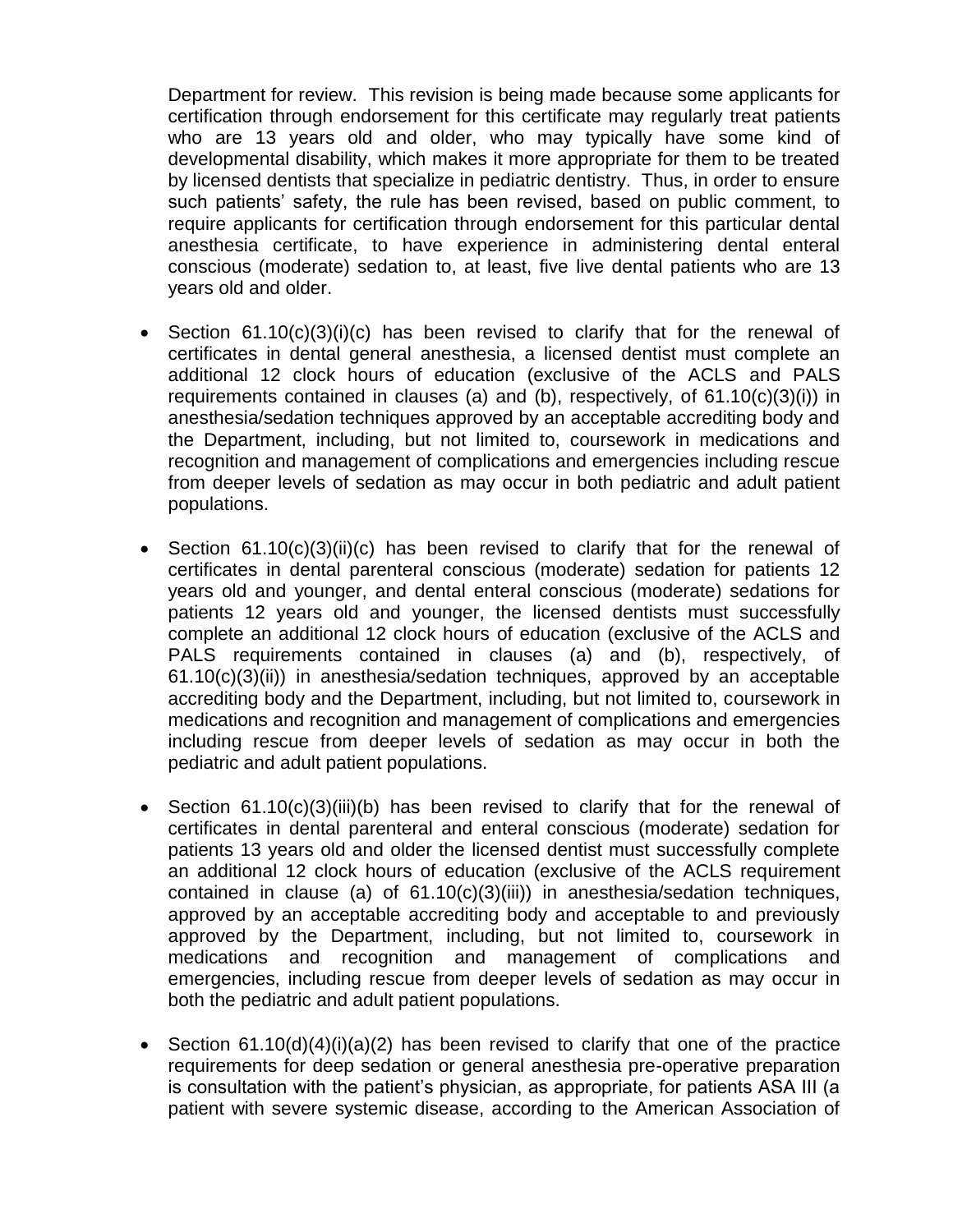Department for review. This revision is being made because some applicants for certification through endorsement for this certificate may regularly treat patients who are 13 years old and older, who may typically have some kind of developmental disability, which makes it more appropriate for them to be treated by licensed dentists that specialize in pediatric dentistry. Thus, in order to ensure such patients' safety, the rule has been revised, based on public comment, to require applicants for certification through endorsement for this particular dental anesthesia certificate, to have experience in administering dental enteral conscious (moderate) sedation to, at least, five live dental patients who are 13 years old and older.

- Section 61.10(c)(3)(i)(c) has been revised to clarify that for the renewal of certificates in dental general anesthesia, a licensed dentist must complete an additional 12 clock hours of education (exclusive of the ACLS and PALS requirements contained in clauses (a) and (b), respectively, of 61.10(c)(3)(i)) in anesthesia/sedation techniques approved by an acceptable accrediting body and the Department, including, but not limited to, coursework in medications and recognition and management of complications and emergencies including rescue from deeper levels of sedation as may occur in both pediatric and adult patient populations.

- Section 61.10(c)(3)(ii)(c) has been revised to clarify that for the renewal of certificates in dental parenteral conscious (moderate) sedation for patients 12 years old and younger, and dental enteral conscious (moderate) sedations for patients 12 years old and younger, the licensed dentists must successfully complete an additional 12 clock hours of education (exclusive of the ACLS and PALS requirements contained in clauses (a) and (b), respectively, of 61.10(c)(3)(ii)) in anesthesia/sedation techniques, approved by an acceptable accrediting body and the Department, including, but not limited to, coursework in medications and recognition and management of complications and emergencies including rescue from deeper levels of sedation as may occur in both the pediatric and adult patient populations.

- Section 61.10(c)(3)(iii)(b) has been revised to clarify that for the renewal of certificates in dental parenteral and enteral conscious (moderate) sedation for patients 13 years old and older the licensed dentist must successfully complete an additional 12 clock hours of education (exclusive of the ACLS requirement contained in clause (a) of 61.10(c)(3)(iii)) in anesthesia/sedation techniques, approved by an acceptable accrediting body and acceptable to and previously approved by the Department, including, but not limited to, coursework in medications and recognition and management of complications and emergencies, including rescue from deeper levels of sedation as may occur in both the pediatric and adult patient populations.

- Section 61.10(d)(4)(i)(a)(2) has been revised to clarify that one of the practice requirements for deep sedation or general anesthesia pre-operative preparation is consultation with the patient's physician, as appropriate, for patients ASA III (a patient with severe systemic disease, according to the American Association of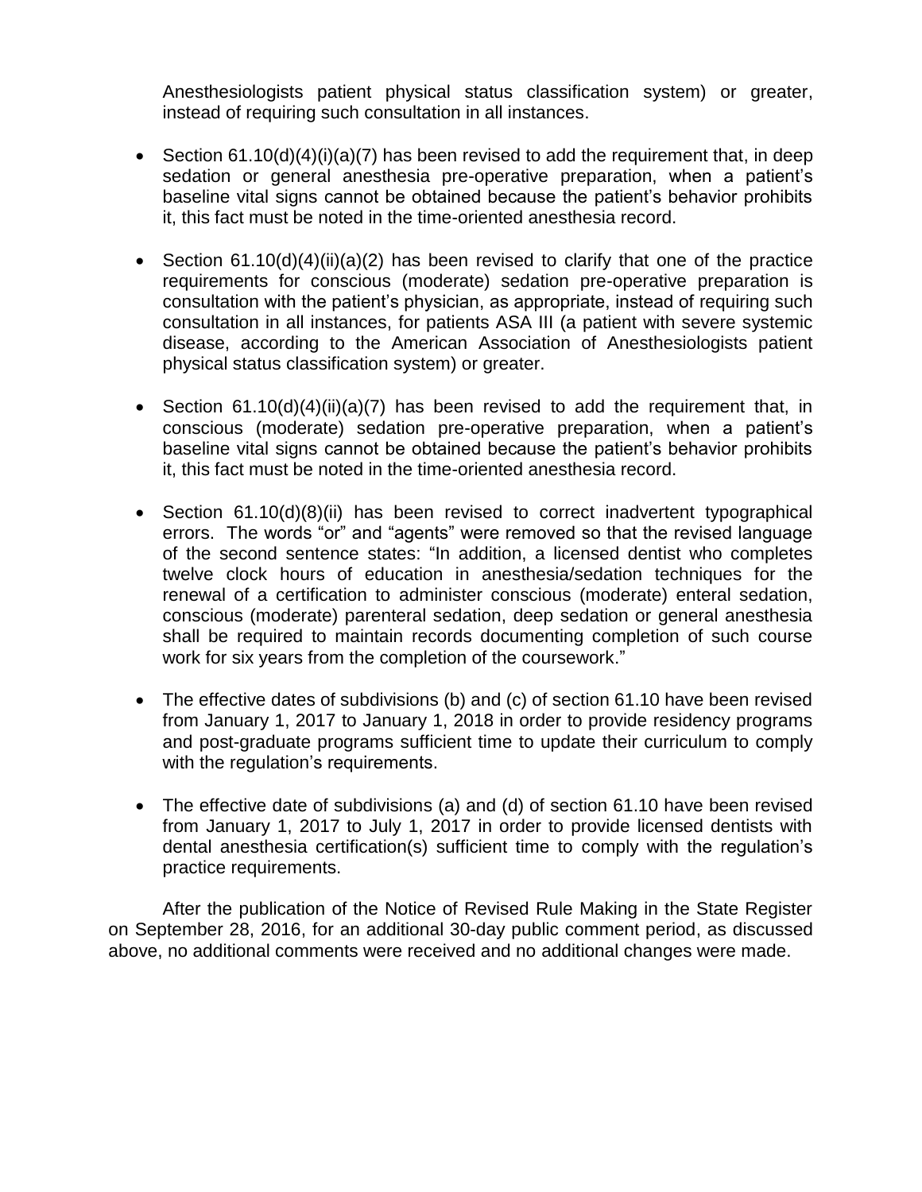Anesthesiologists patient physical status classification system) or greater, instead of requiring such consultation in all instances.

- Section 61.10(d)(4)(i)(a)(7) has been revised to add the requirement that, in deep sedation or general anesthesia pre-operative preparation, when a patient's baseline vital signs cannot be obtained because the patient's behavior prohibits it, this fact must be noted in the time-oriented anesthesia record.

- Section 61.10(d)(4)(ii)(a)(2) has been revised to clarify that one of the practice requirements for conscious (moderate) sedation pre-operative preparation is consultation with the patient's physician, as appropriate, instead of requiring such consultation in all instances, for patients ASA III (a patient with severe systemic disease, according to the American Association of Anesthesiologists patient physical status classification system) or greater.

- Section 61.10(d)(4)(ii)(a)(7) has been revised to add the requirement that, in conscious (moderate) sedation pre-operative preparation, when a patient's baseline vital signs cannot be obtained because the patient's behavior prohibits it, this fact must be noted in the time-oriented anesthesia record.

- Section 61.10(d)(8)(ii) has been revised to correct inadvertent typographical errors. The words "or" and "agents" were removed so that the revised language of the second sentence states: "In addition, a licensed dentist who completes twelve clock hours of education in anesthesia/sedation techniques for the renewal of a certification to administer conscious (moderate) enteral sedation, conscious (moderate) parenteral sedation, deep sedation or general anesthesia shall be required to maintain records documenting completion of such course work for six years from the completion of the coursework."

- The effective dates of subdivisions (b) and (c) of section 61.10 have been revised from January 1, 2017 to January 1, 2018 in order to provide residency programs and post-graduate programs sufficient time to update their curriculum to comply with the regulation's requirements.

- The effective date of subdivisions (a) and (d) of section 61.10 have been revised from January 1, 2017 to July 1, 2017 in order to provide licensed dentists with dental anesthesia certification(s) sufficient time to comply with the regulation's practice requirements.

After the publication of the Notice of Revised Rule Making in the State Register on September 28, 2016, for an additional 30-day public comment period, as discussed above, no additional comments were received and no additional changes were made.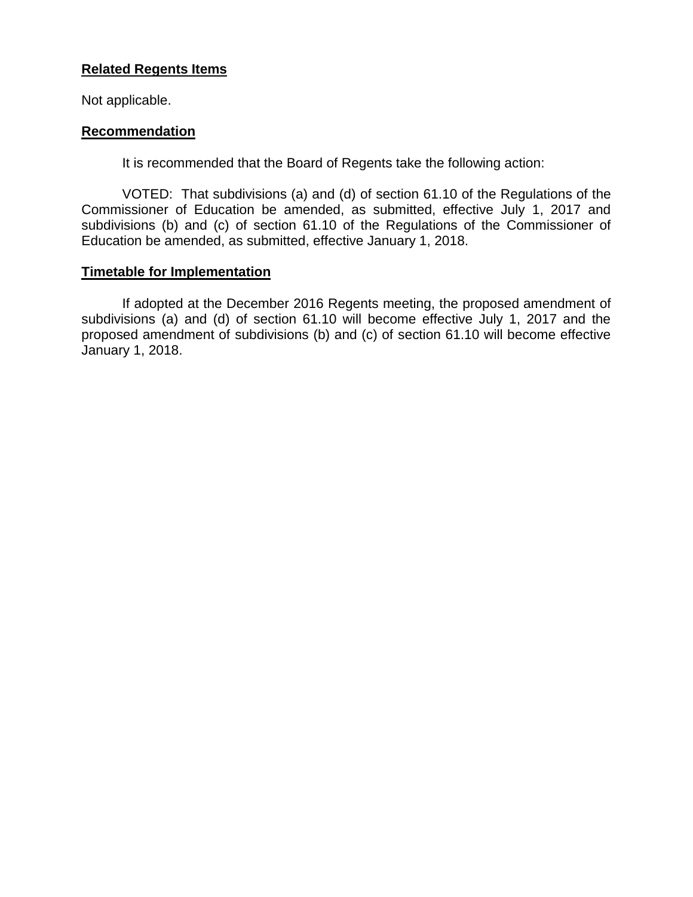**Related Regents Items**

Not applicable.

**Recommendation**

It is recommended that the Board of Regents take the following action:

VOTED: That subdivisions (a) and (d) of section 61.10 of the Regulations of the Commissioner of Education be amended, as submitted, effective July 1, 2017 and subdivisions (b) and (c) of section 61.10 of the Regulations of the Commissioner of Education be amended, as submitted, effective January 1, 2018.

**Timetable for Implementation**

If adopted at the December 2016 Regents meeting, the proposed amendment of subdivisions (a) and (d) of section 61.10 will become effective July 1, 2017 and the proposed amendment of subdivisions (b) and (c) of section 61.10 will become effective January 1, 2018.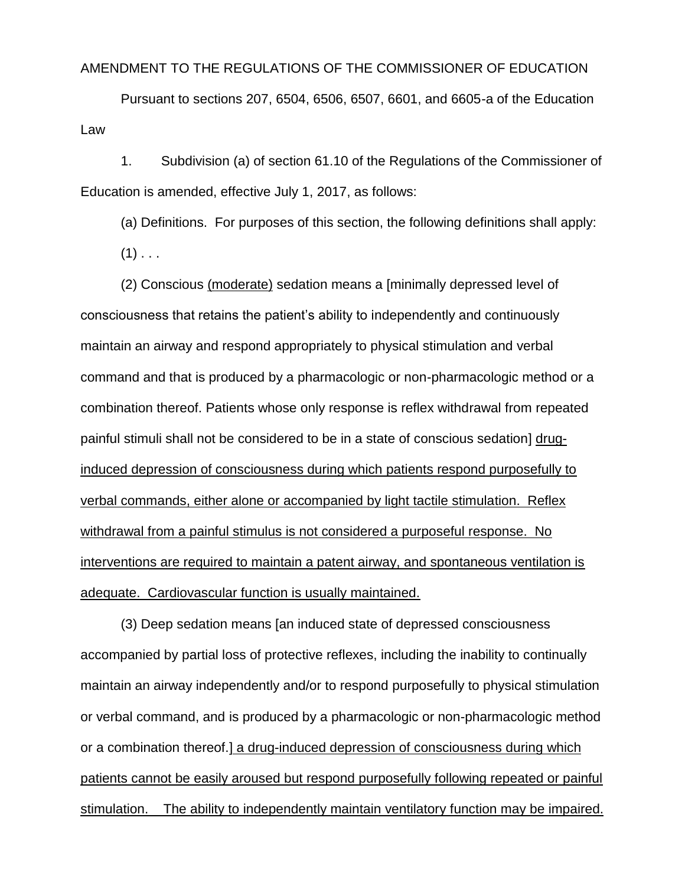AMENDMENT TO THE REGULATIONS OF THE COMMISSIONER OF EDUCATION

Pursuant to sections 207, 6504, 6506, 6507, 6601, and 6605-a of the Education Law

1. Subdivision (a) of section 61.10 of the Regulations of the Commissioner of Education is amended, effective July 1, 2017, as follows:

(a) Definitions. For purposes of this section, the following definitions shall apply:

(1) . . .

(2) Conscious <u>(moderate)</u> sedation means a [minimally depressed level of consciousness that retains the patient's ability to independently and continuously maintain an airway and respond appropriately to physical stimulation and verbal command and that is produced by a pharmacologic or non-pharmacologic method or a combination thereof. Patients whose only response is reflex withdrawal from repeated painful stimuli shall not be considered to be in a state of conscious sedation] <u>drug-induced depression of consciousness during which patients respond purposefully to verbal commands, either alone or accompanied by light tactile stimulation. Reflex withdrawal from a painful stimulus is not considered a purposeful response. No interventions are required to maintain a patent airway, and spontaneous ventilation is adequate. Cardiovascular function is usually maintained.</u>

(3) Deep sedation means [an induced state of depressed consciousness accompanied by partial loss of protective reflexes, including the inability to continually maintain an airway independently and/or to respond purposefully to physical stimulation or verbal command, and is produced by a pharmacologic or non-pharmacologic method or a combination thereof.] <u>a drug-induced depression of consciousness during which patients cannot be easily aroused but respond purposefully following repeated or painful stimulation. The ability to independently maintain ventilatory function may be impaired.</u>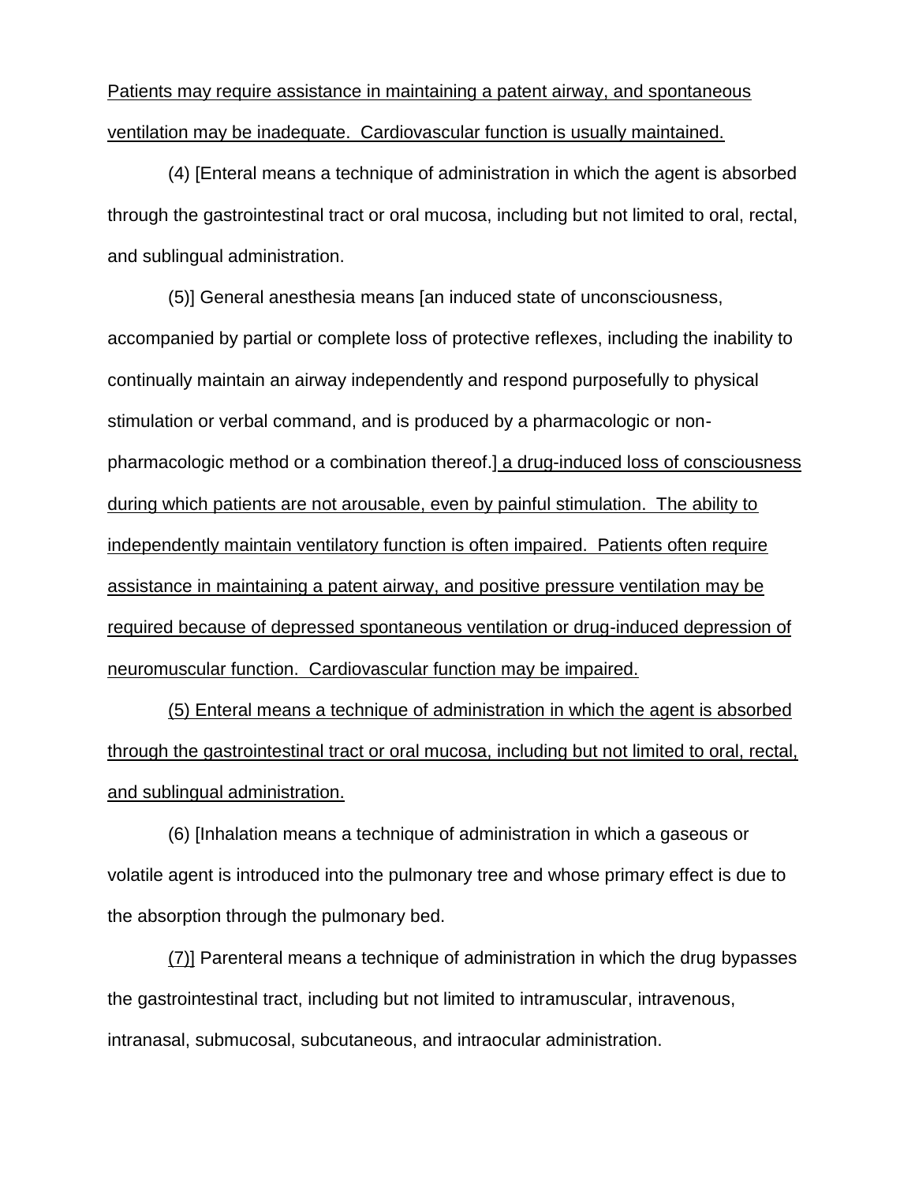Patients may require assistance in maintaining a patent airway, and spontaneous ventilation may be inadequate. Cardiovascular function is usually maintained.

(4) [Enteral means a technique of administration in which the agent is absorbed through the gastrointestinal tract or oral mucosa, including but not limited to oral, rectal, and sublingual administration.

(5)] General anesthesia means [an induced state of unconsciousness, accompanied by partial or complete loss of protective reflexes, including the inability to continually maintain an airway independently and respond purposefully to physical stimulation or verbal command, and is produced by a pharmacologic or non-pharmacologic method or a combination thereof.] a drug-induced loss of consciousness during which patients are not arousable, even by painful stimulation. The ability to independently maintain ventilatory function is often impaired. Patients often require assistance in maintaining a patent airway, and positive pressure ventilation may be required because of depressed spontaneous ventilation or drug-induced depression of neuromuscular function. Cardiovascular function may be impaired.

(5) Enteral means a technique of administration in which the agent is absorbed through the gastrointestinal tract or oral mucosa, including but not limited to oral, rectal, and sublingual administration.

(6) [Inhalation means a technique of administration in which a gaseous or volatile agent is introduced into the pulmonary tree and whose primary effect is due to the absorption through the pulmonary bed.

(7)] Parenteral means a technique of administration in which the drug bypasses the gastrointestinal tract, including but not limited to intramuscular, intravenous, intranasal, submucosal, subcutaneous, and intraocular administration.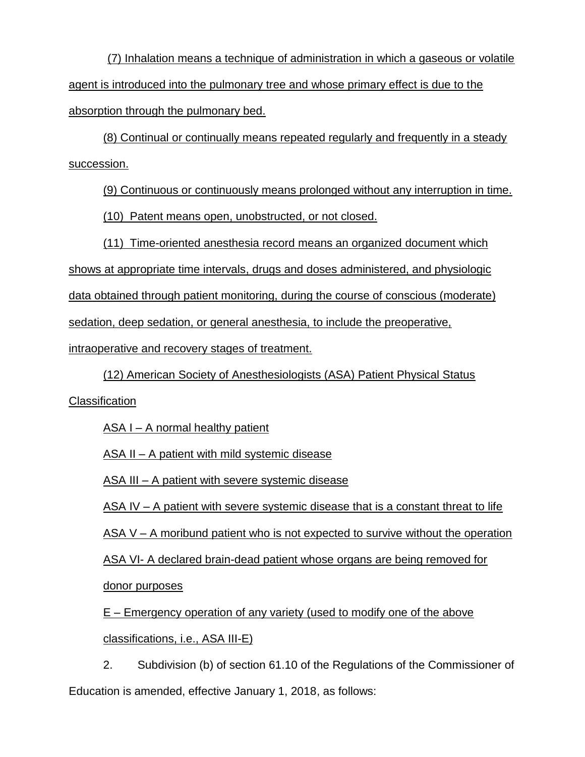(7) Inhalation means a technique of administration in which a gaseous or volatile agent is introduced into the pulmonary tree and whose primary effect is due to the absorption through the pulmonary bed.

(8) Continual or continually means repeated regularly and frequently in a steady succession.

(9) Continuous or continuously means prolonged without any interruption in time.

(10) Patent means open, unobstructed, or not closed.

(11) Time-oriented anesthesia record means an organized document which shows at appropriate time intervals, drugs and doses administered, and physiologic data obtained through patient monitoring, during the course of conscious (moderate) sedation, deep sedation, or general anesthesia, to include the preoperative, intraoperative and recovery stages of treatment.

(12) American Society of Anesthesiologists (ASA) Patient Physical Status Classification

ASA I – A normal healthy patient

ASA II – A patient with mild systemic disease

ASA III – A patient with severe systemic disease

ASA IV – A patient with severe systemic disease that is a constant threat to life

ASA V – A moribund patient who is not expected to survive without the operation

ASA VI- A declared brain-dead patient whose organs are being removed for donor purposes

E – Emergency operation of any variety (used to modify one of the above classifications, i.e., ASA III-E)

2. Subdivision (b) of section 61.10 of the Regulations of the Commissioner of Education is amended, effective January 1, 2018, as follows: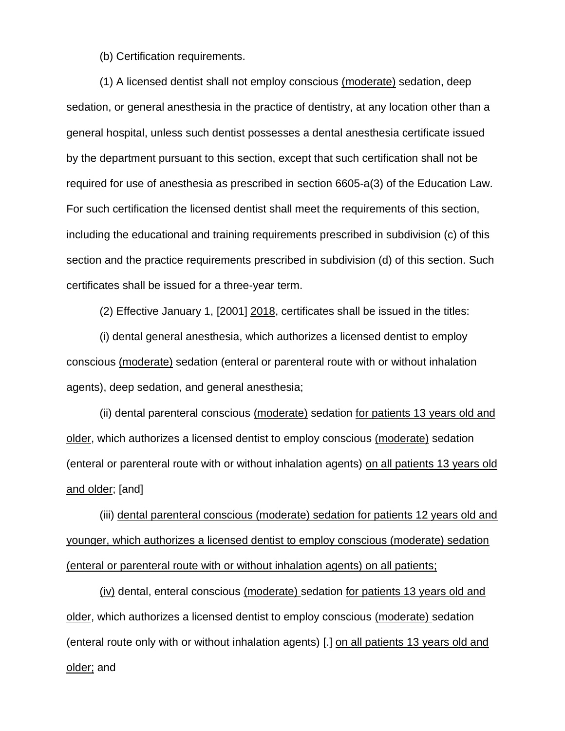(b) Certification requirements.

(1) A licensed dentist shall not employ conscious <u>(moderate)</u> sedation, deep sedation, or general anesthesia in the practice of dentistry, at any location other than a general hospital, unless such dentist possesses a dental anesthesia certificate issued by the department pursuant to this section, except that such certification shall not be required for use of anesthesia as prescribed in section 6605-a(3) of the Education Law. For such certification the licensed dentist shall meet the requirements of this section, including the educational and training requirements prescribed in subdivision (c) of this section and the practice requirements prescribed in subdivision (d) of this section. Such certificates shall be issued for a three-year term.

(2) Effective January 1, [2001] <u>2018</u>, certificates shall be issued in the titles:

(i) dental general anesthesia, which authorizes a licensed dentist to employ conscious <u>(moderate)</u> sedation (enteral or parenteral route with or without inhalation agents), deep sedation, and general anesthesia;

(ii) dental parenteral conscious <u>(moderate)</u> sedation <u>for patients 13 years old and older</u>, which authorizes a licensed dentist to employ conscious <u>(moderate)</u> sedation (enteral or parenteral route with or without inhalation agents) <u>on all patients 13 years old and older</u>; [and]

(iii) <u>dental parenteral conscious (moderate) sedation for patients 12 years old and younger, which authorizes a licensed dentist to employ conscious (moderate) sedation (enteral or parenteral route with or without inhalation agents) on all patients;</u>

<u>(iv)</u> dental, enteral conscious <u>(moderate)</u> sedation <u>for patients 13 years old and older</u>, which authorizes a licensed dentist to employ conscious <u>(moderate)</u> sedation (enteral route only with or without inhalation agents) [.] <u>on all patients 13 years old and older;</u> and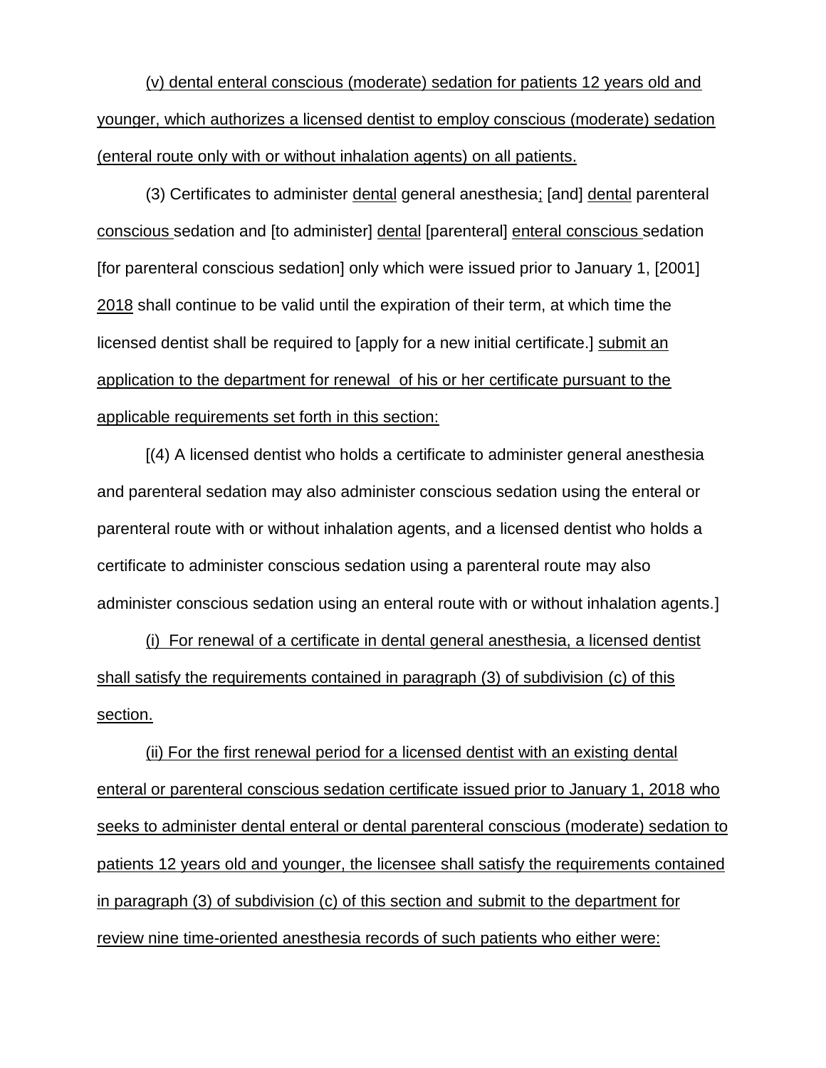(v) dental enteral conscious (moderate) sedation for patients 12 years old and younger, which authorizes a licensed dentist to employ conscious (moderate) sedation (enteral route only with or without inhalation agents) on all patients.

(3) Certificates to administer dental general anesthesia; [and] dental parenteral conscious sedation and [to administer] dental [parenteral] enteral conscious sedation [for parenteral conscious sedation] only which were issued prior to January 1, [2001] 2018 shall continue to be valid until the expiration of their term, at which time the licensed dentist shall be required to [apply for a new initial certificate.] submit an application to the department for renewal of his or her certificate pursuant to the applicable requirements set forth in this section:

[(4) A licensed dentist who holds a certificate to administer general anesthesia and parenteral sedation may also administer conscious sedation using the enteral or parenteral route with or without inhalation agents, and a licensed dentist who holds a certificate to administer conscious sedation using a parenteral route may also administer conscious sedation using an enteral route with or without inhalation agents.]

(i) For renewal of a certificate in dental general anesthesia, a licensed dentist shall satisfy the requirements contained in paragraph (3) of subdivision (c) of this section.

(ii) For the first renewal period for a licensed dentist with an existing dental enteral or parenteral conscious sedation certificate issued prior to January 1, 2018 who seeks to administer dental enteral or dental parenteral conscious (moderate) sedation to patients 12 years old and younger, the licensee shall satisfy the requirements contained in paragraph (3) of subdivision (c) of this section and submit to the department for review nine time-oriented anesthesia records of such patients who either were: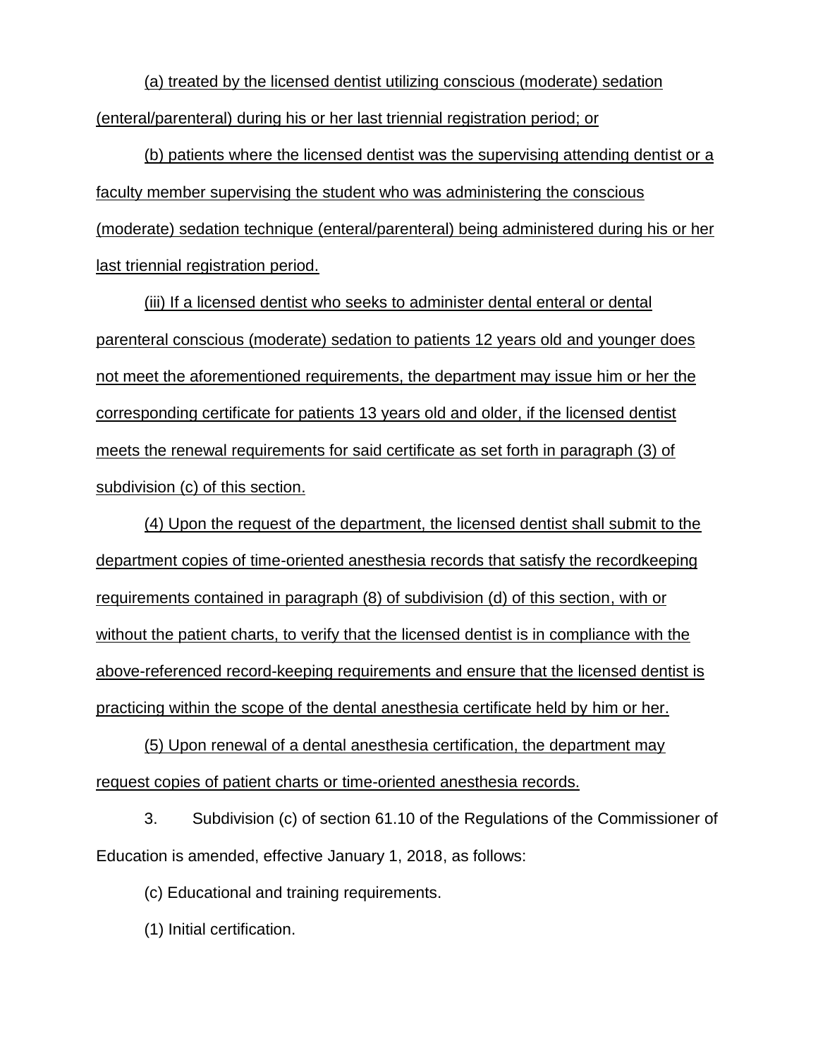(a) treated by the licensed dentist utilizing conscious (moderate) sedation (enteral/parenteral) during his or her last triennial registration period; or

(b) patients where the licensed dentist was the supervising attending dentist or a faculty member supervising the student who was administering the conscious (moderate) sedation technique (enteral/parenteral) being administered during his or her last triennial registration period.

(iii) If a licensed dentist who seeks to administer dental enteral or dental parenteral conscious (moderate) sedation to patients 12 years old and younger does not meet the aforementioned requirements, the department may issue him or her the corresponding certificate for patients 13 years old and older, if the licensed dentist meets the renewal requirements for said certificate as set forth in paragraph (3) of subdivision (c) of this section.

(4) Upon the request of the department, the licensed dentist shall submit to the department copies of time-oriented anesthesia records that satisfy the recordkeeping requirements contained in paragraph (8) of subdivision (d) of this section, with or without the patient charts, to verify that the licensed dentist is in compliance with the above-referenced record-keeping requirements and ensure that the licensed dentist is practicing within the scope of the dental anesthesia certificate held by him or her.

(5) Upon renewal of a dental anesthesia certification, the department may request copies of patient charts or time-oriented anesthesia records.

3. Subdivision (c) of section 61.10 of the Regulations of the Commissioner of Education is amended, effective January 1, 2018, as follows:

(c) Educational and training requirements.

(1) Initial certification.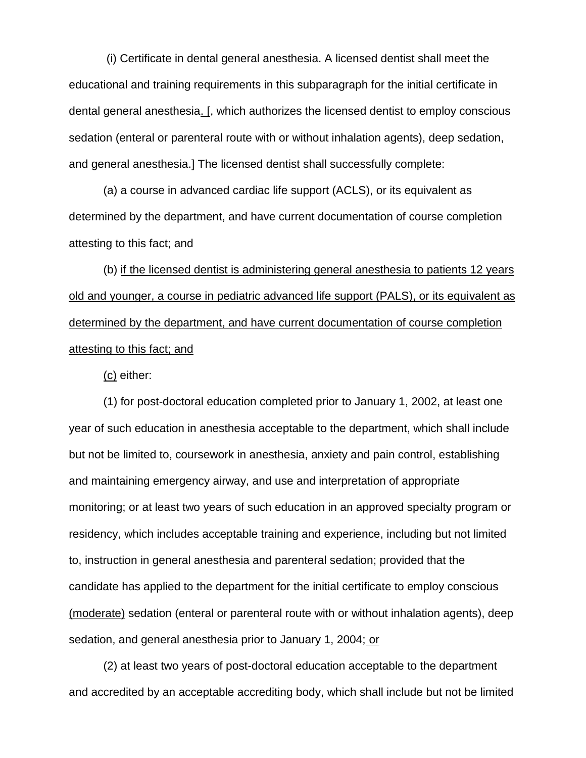(i) Certificate in dental general anesthesia. A licensed dentist shall meet the educational and training requirements in this subparagraph for the initial certificate in dental general anesthesia<u>.</u> [, which authorizes the licensed dentist to employ conscious sedation (enteral or parenteral route with or without inhalation agents), deep sedation, and general anesthesia.] The licensed dentist shall successfully complete:

(a) a course in advanced cardiac life support (ACLS), or its equivalent as determined by the department, and have current documentation of course completion attesting to this fact; and

(b) <u>if the licensed dentist is administering general anesthesia to patients 12 years old and younger, a course in pediatric advanced life support (PALS), or its equivalent as determined by the department, and have current documentation of course completion attesting to this fact; and</u>

<u>(c)</u> either:

(1) for post-doctoral education completed prior to January 1, 2002, at least one year of such education in anesthesia acceptable to the department, which shall include but not be limited to, coursework in anesthesia, anxiety and pain control, establishing and maintaining emergency airway, and use and interpretation of appropriate monitoring; or at least two years of such education in an approved specialty program or residency, which includes acceptable training and experience, including but not limited to, instruction in general anesthesia and parenteral sedation; provided that the candidate has applied to the department for the initial certificate to employ conscious <u>(moderate)</u> sedation (enteral or parenteral route with or without inhalation agents), deep sedation, and general anesthesia prior to January 1, 2004<u>; or</u>

(2) at least two years of post-doctoral education acceptable to the department and accredited by an acceptable accrediting body, which shall include but not be limited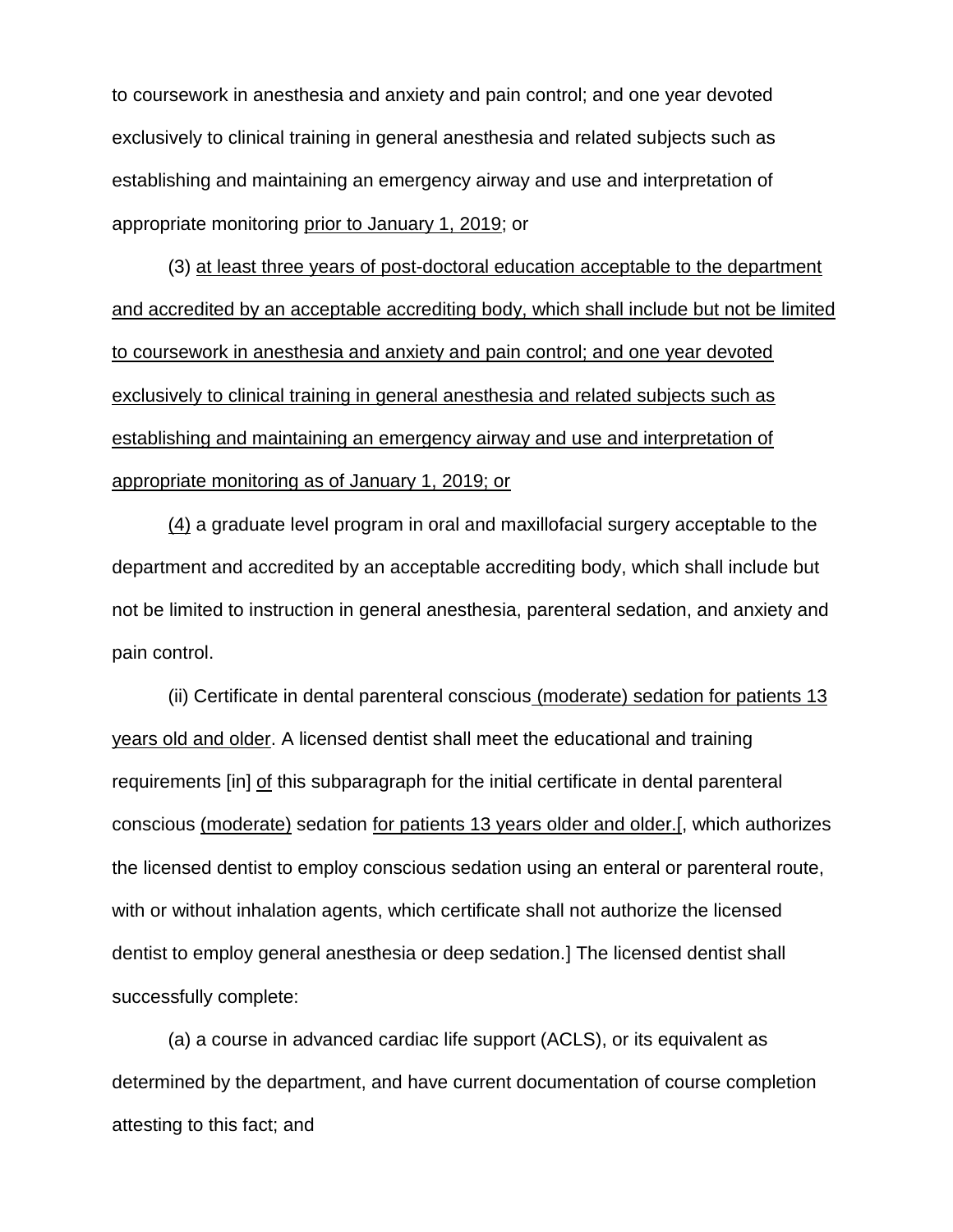to coursework in anesthesia and anxiety and pain control; and one year devoted exclusively to clinical training in general anesthesia and related subjects such as establishing and maintaining an emergency airway and use and interpretation of appropriate monitoring <u>prior to January 1, 2019</u>; or

(3) <u>at least three years of post-doctoral education acceptable to the department and accredited by an acceptable accrediting body, which shall include but not be limited to coursework in anesthesia and anxiety and pain control; and one year devoted exclusively to clinical training in general anesthesia and related subjects such as establishing and maintaining an emergency airway and use and interpretation of appropriate monitoring as of January 1, 2019; or</u>

<u>(4)</u> a graduate level program in oral and maxillofacial surgery acceptable to the department and accredited by an acceptable accrediting body, which shall include but not be limited to instruction in general anesthesia, parenteral sedation, and anxiety and pain control.

(ii) Certificate in dental parenteral conscious<u> (moderate) sedation for patients 13 years old and older</u>. A licensed dentist shall meet the educational and training requirements [in] <u>of</u> this subparagraph for the initial certificate in dental parenteral conscious <u>(moderate)</u> sedation <u>for patients 13 years older and older.</u>[, which authorizes the licensed dentist to employ conscious sedation using an enteral or parenteral route, with or without inhalation agents, which certificate shall not authorize the licensed dentist to employ general anesthesia or deep sedation.] The licensed dentist shall successfully complete:

(a) a course in advanced cardiac life support (ACLS), or its equivalent as determined by the department, and have current documentation of course completion attesting to this fact; and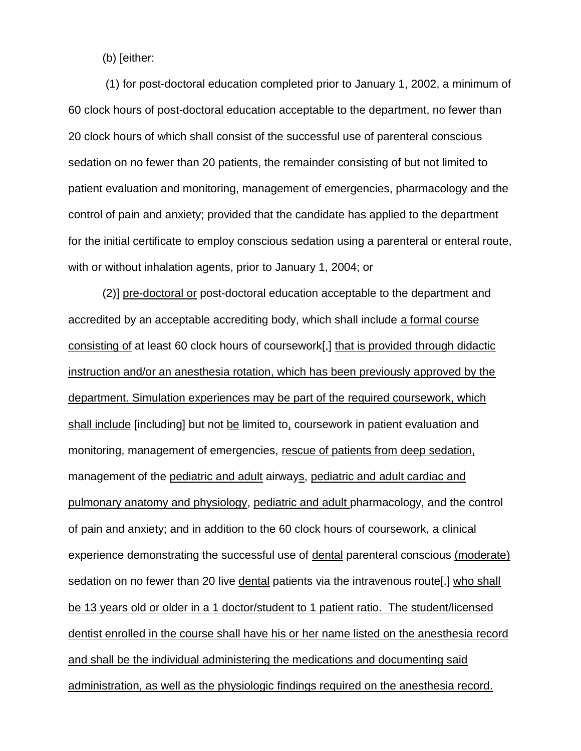(b) [either:

(1) for post-doctoral education completed prior to January 1, 2002, a minimum of 60 clock hours of post-doctoral education acceptable to the department, no fewer than 20 clock hours of which shall consist of the successful use of parenteral conscious sedation on no fewer than 20 patients, the remainder consisting of but not limited to patient evaluation and monitoring, management of emergencies, pharmacology and the control of pain and anxiety; provided that the candidate has applied to the department for the initial certificate to employ conscious sedation using a parenteral or enteral route, with or without inhalation agents, prior to January 1, 2004; or

(2)] <u>pre-doctoral or</u> post-doctoral education acceptable to the department and accredited by an acceptable accrediting body, which shall include <u>a formal course consisting of</u> at least 60 clock hours of coursework[,] <u>that is provided through didactic instruction and/or an anesthesia rotation, which has been previously approved by the department. Simulation experiences may be part of the required coursework, which shall include</u> [including] but not <u>be</u> limited to<u>,</u> coursework in patient evaluation and monitoring, management of emergencies, <u>rescue of patients from deep sedation,</u> management of the <u>pediatric and adult</u> airway<u>s</u>, <u>pediatric and adult cardiac and pulmonary anatomy and physiology</u>, <u>pediatric and adult</u> pharmacology, and the control of pain and anxiety; and in addition to the 60 clock hours of coursework, a clinical experience demonstrating the successful use of <u>dental</u> parenteral conscious <u>(moderate)</u> sedation on no fewer than 20 live <u>dental</u> patients via the intravenous route[.] <u>who shall be 13 years old or older in a 1 doctor/student to 1 patient ratio. The student/licensed dentist enrolled in the course shall have his or her name listed on the anesthesia record and shall be the individual administering the medications and documenting said administration, as well as the physiologic findings required on the anesthesia record.</u>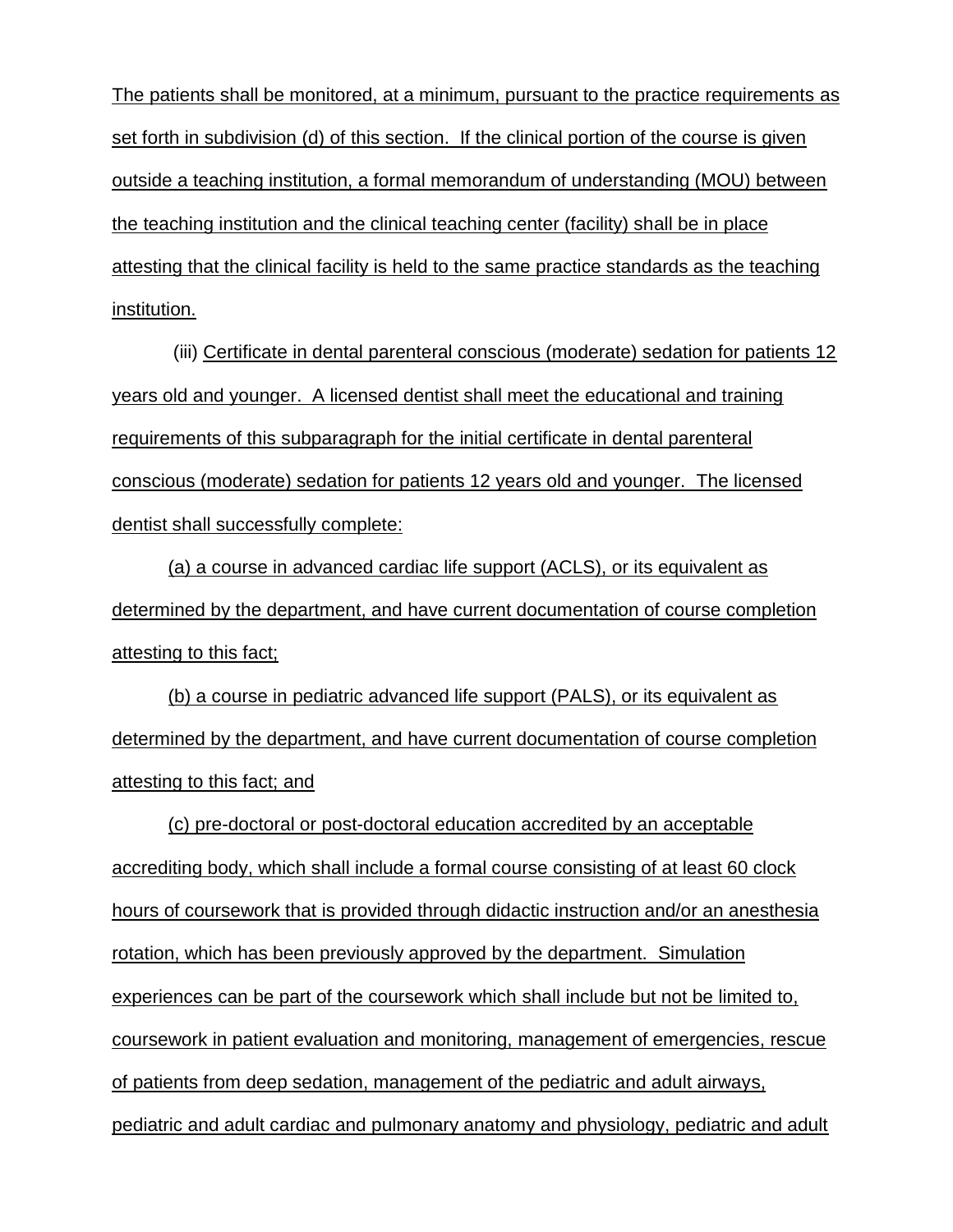The patients shall be monitored, at a minimum, pursuant to the practice requirements as set forth in subdivision (d) of this section. If the clinical portion of the course is given outside a teaching institution, a formal memorandum of understanding (MOU) between the teaching institution and the clinical teaching center (facility) shall be in place attesting that the clinical facility is held to the same practice standards as the teaching institution.

(iii) Certificate in dental parenteral conscious (moderate) sedation for patients 12 years old and younger. A licensed dentist shall meet the educational and training requirements of this subparagraph for the initial certificate in dental parenteral conscious (moderate) sedation for patients 12 years old and younger. The licensed dentist shall successfully complete:

(a) a course in advanced cardiac life support (ACLS), or its equivalent as determined by the department, and have current documentation of course completion attesting to this fact;

(b) a course in pediatric advanced life support (PALS), or its equivalent as determined by the department, and have current documentation of course completion attesting to this fact; and

(c) pre-doctoral or post-doctoral education accredited by an acceptable accrediting body, which shall include a formal course consisting of at least 60 clock hours of coursework that is provided through didactic instruction and/or an anesthesia rotation, which has been previously approved by the department. Simulation experiences can be part of the coursework which shall include but not be limited to, coursework in patient evaluation and monitoring, management of emergencies, rescue of patients from deep sedation, management of the pediatric and adult airways, pediatric and adult cardiac and pulmonary anatomy and physiology, pediatric and adult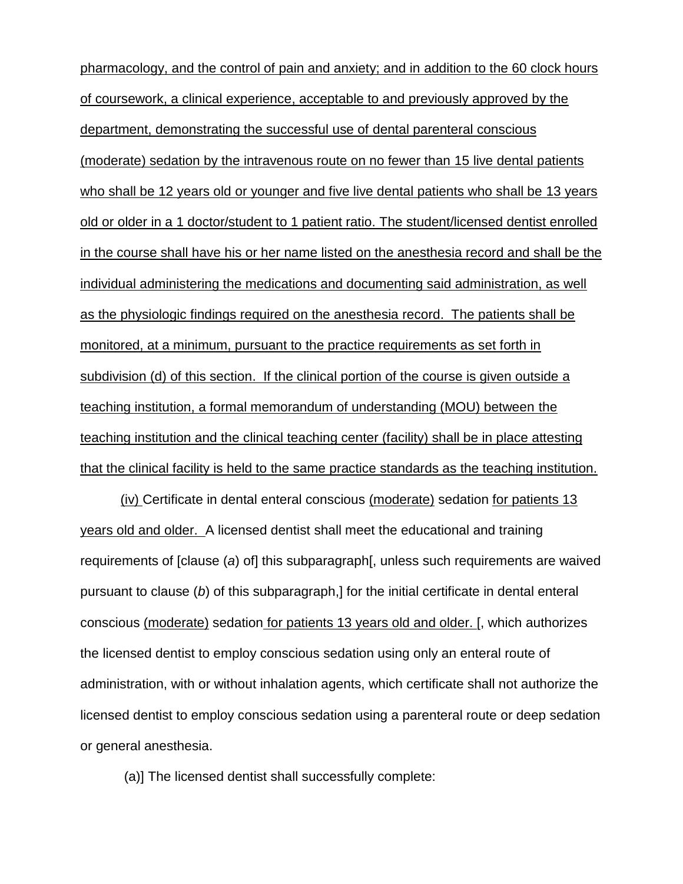pharmacology, and the control of pain and anxiety; and in addition to the 60 clock hours of coursework, a clinical experience, acceptable to and previously approved by the department, demonstrating the successful use of dental parenteral conscious (moderate) sedation by the intravenous route on no fewer than 15 live dental patients who shall be 12 years old or younger and five live dental patients who shall be 13 years old or older in a 1 doctor/student to 1 patient ratio. The student/licensed dentist enrolled in the course shall have his or her name listed on the anesthesia record and shall be the individual administering the medications and documenting said administration, as well as the physiologic findings required on the anesthesia record. The patients shall be monitored, at a minimum, pursuant to the practice requirements as set forth in subdivision (d) of this section. If the clinical portion of the course is given outside a teaching institution, a formal memorandum of understanding (MOU) between the teaching institution and the clinical teaching center (facility) shall be in place attesting that the clinical facility is held to the same practice standards as the teaching institution.

(iv) Certificate in dental enteral conscious (moderate) sedation for patients 13 years old and older. A licensed dentist shall meet the educational and training requirements of [clause (*a*) of] this subparagraph[, unless such requirements are waived pursuant to clause (*b*) of this subparagraph,] for the initial certificate in dental enteral conscious (moderate) sedation for patients 13 years old and older. [, which authorizes the licensed dentist to employ conscious sedation using only an enteral route of administration, with or without inhalation agents, which certificate shall not authorize the licensed dentist to employ conscious sedation using a parenteral route or deep sedation or general anesthesia.

(a)] The licensed dentist shall successfully complete: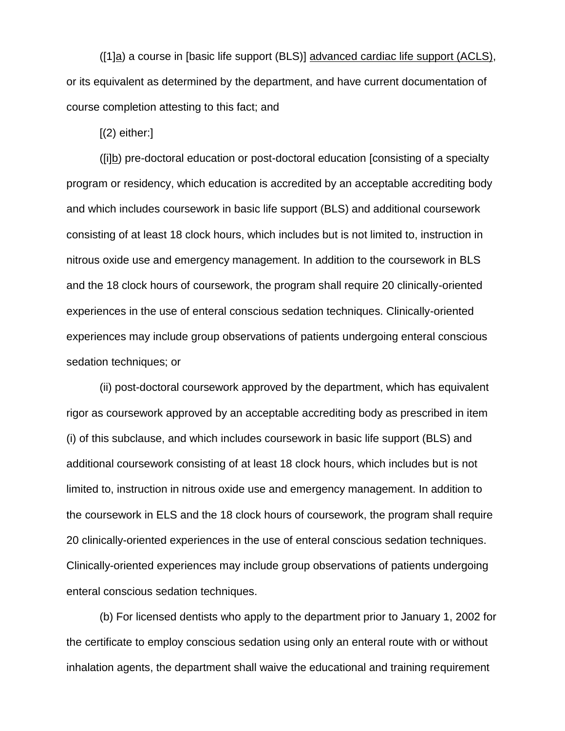([1]<u>a</u>) a course in [basic life support (BLS)] <u>advanced cardiac life support (ACLS)</u>, or its equivalent as determined by the department, and have current documentation of course completion attesting to this fact; and

[(2) either:]

([i]<u>b</u>) pre-doctoral education or post-doctoral education [consisting of a specialty program or residency, which education is accredited by an acceptable accrediting body and which includes coursework in basic life support (BLS) and additional coursework consisting of at least 18 clock hours, which includes but is not limited to, instruction in nitrous oxide use and emergency management. In addition to the coursework in BLS and the 18 clock hours of coursework, the program shall require 20 clinically-oriented experiences in the use of enteral conscious sedation techniques. Clinically-oriented experiences may include group observations of patients undergoing enteral conscious sedation techniques; or

(ii) post-doctoral coursework approved by the department, which has equivalent rigor as coursework approved by an acceptable accrediting body as prescribed in item (i) of this subclause, and which includes coursework in basic life support (BLS) and additional coursework consisting of at least 18 clock hours, which includes but is not limited to, instruction in nitrous oxide use and emergency management. In addition to the coursework in ELS and the 18 clock hours of coursework, the program shall require 20 clinically-oriented experiences in the use of enteral conscious sedation techniques. Clinically-oriented experiences may include group observations of patients undergoing enteral conscious sedation techniques.

(b) For licensed dentists who apply to the department prior to January 1, 2002 for the certificate to employ conscious sedation using only an enteral route with or without inhalation agents, the department shall waive the educational and training requirement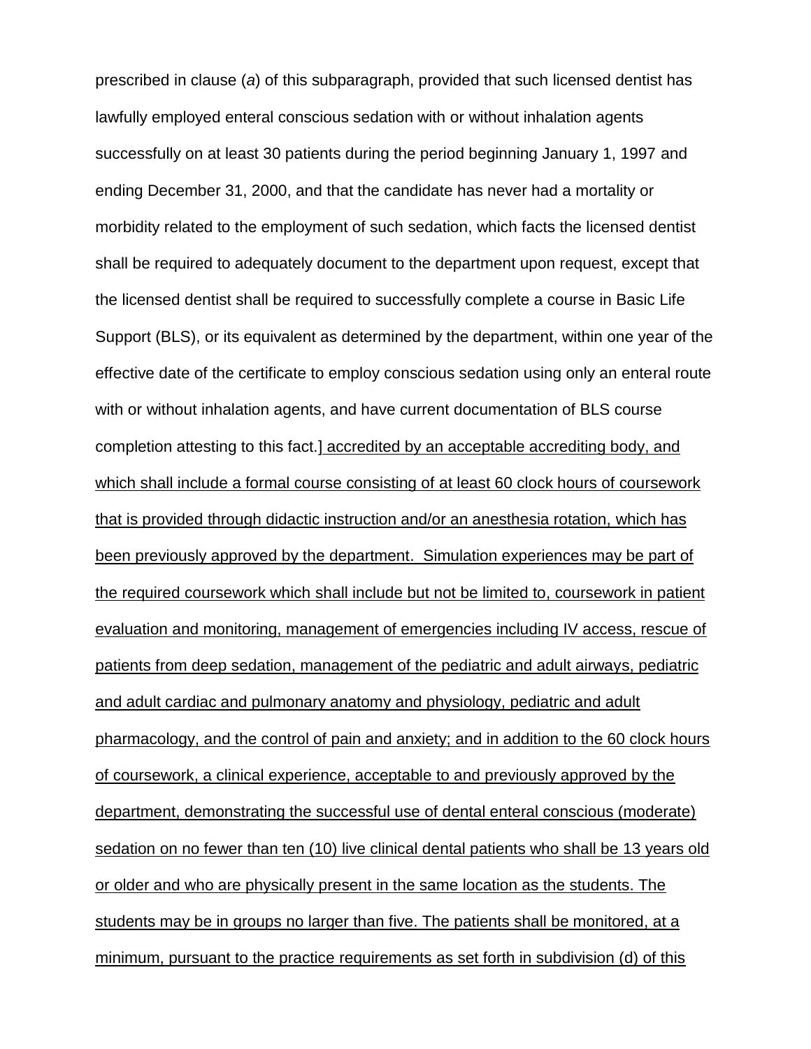prescribed in clause (*a*) of this subparagraph, provided that such licensed dentist has lawfully employed enteral conscious sedation with or without inhalation agents successfully on at least 30 patients during the period beginning January 1, 1997 and ending December 31, 2000, and that the candidate has never had a mortality or morbidity related to the employment of such sedation, which facts the licensed dentist shall be required to adequately document to the department upon request, except that the licensed dentist shall be required to successfully complete a course in Basic Life Support (BLS), or its equivalent as determined by the department, within one year of the effective date of the certificate to employ conscious sedation using only an enteral route with or without inhalation agents, and have current documentation of BLS course completion attesting to this fact.] <u>accredited by an acceptable accrediting body, and which shall include a formal course consisting of at least 60 clock hours of coursework that is provided through didactic instruction and/or an anesthesia rotation, which has been previously approved by the department. Simulation experiences may be part of the required coursework which shall include but not be limited to, coursework in patient evaluation and monitoring, management of emergencies including IV access, rescue of patients from deep sedation, management of the pediatric and adult airways, pediatric and adult cardiac and pulmonary anatomy and physiology, pediatric and adult pharmacology, and the control of pain and anxiety; and in addition to the 60 clock hours of coursework, a clinical experience, acceptable to and previously approved by the department, demonstrating the successful use of dental enteral conscious (moderate) sedation on no fewer than ten (10) live clinical dental patients who shall be 13 years old or older and who are physically present in the same location as the students. The students may be in groups no larger than five. The patients shall be monitored, at a minimum, pursuant to the practice requirements as set forth in subdivision (d) of this</u>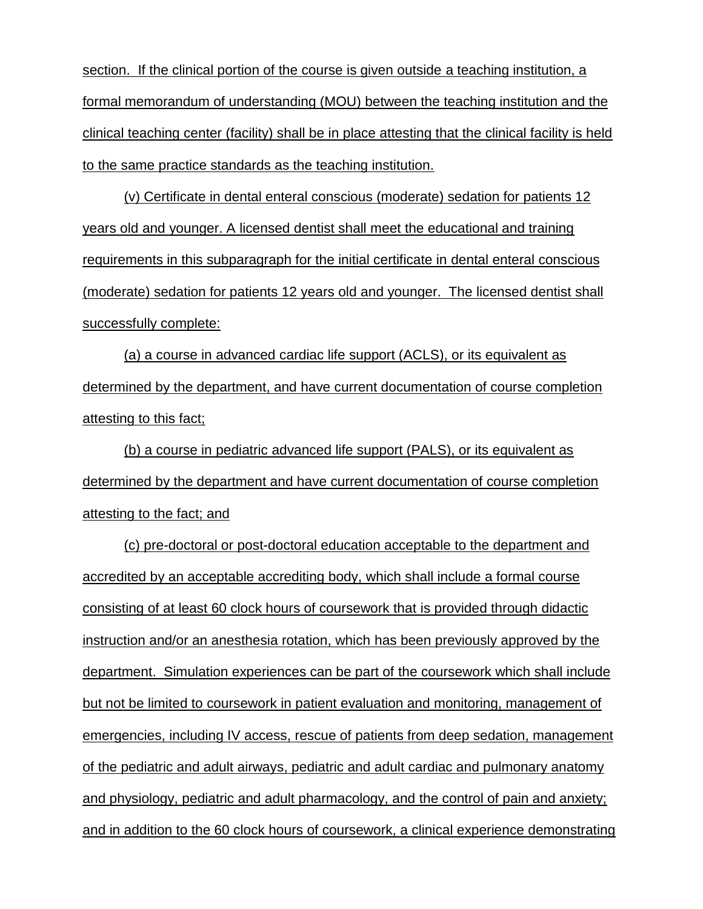section. If the clinical portion of the course is given outside a teaching institution, a formal memorandum of understanding (MOU) between the teaching institution and the clinical teaching center (facility) shall be in place attesting that the clinical facility is held to the same practice standards as the teaching institution.

(v) Certificate in dental enteral conscious (moderate) sedation for patients 12 years old and younger. A licensed dentist shall meet the educational and training requirements in this subparagraph for the initial certificate in dental enteral conscious (moderate) sedation for patients 12 years old and younger. The licensed dentist shall successfully complete:

(a) a course in advanced cardiac life support (ACLS), or its equivalent as determined by the department, and have current documentation of course completion attesting to this fact;

(b) a course in pediatric advanced life support (PALS), or its equivalent as determined by the department and have current documentation of course completion attesting to the fact; and

(c) pre-doctoral or post-doctoral education acceptable to the department and accredited by an acceptable accrediting body, which shall include a formal course consisting of at least 60 clock hours of coursework that is provided through didactic instruction and/or an anesthesia rotation, which has been previously approved by the department. Simulation experiences can be part of the coursework which shall include but not be limited to coursework in patient evaluation and monitoring, management of emergencies, including IV access, rescue of patients from deep sedation, management of the pediatric and adult airways, pediatric and adult cardiac and pulmonary anatomy and physiology, pediatric and adult pharmacology, and the control of pain and anxiety; and in addition to the 60 clock hours of coursework, a clinical experience demonstrating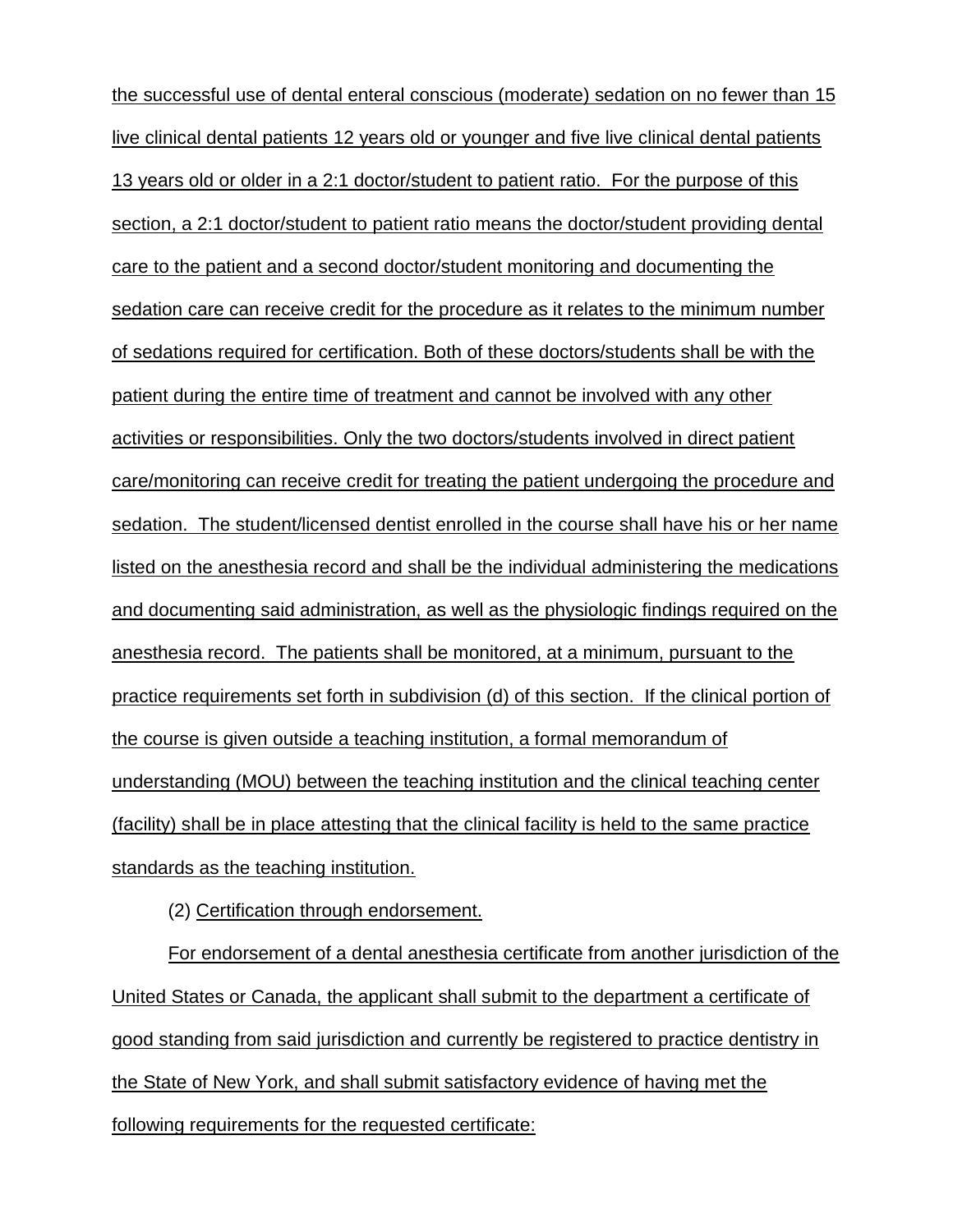the successful use of dental enteral conscious (moderate) sedation on no fewer than 15 live clinical dental patients 12 years old or younger and five live clinical dental patients 13 years old or older in a 2:1 doctor/student to patient ratio. For the purpose of this section, a 2:1 doctor/student to patient ratio means the doctor/student providing dental care to the patient and a second doctor/student monitoring and documenting the sedation care can receive credit for the procedure as it relates to the minimum number of sedations required for certification. Both of these doctors/students shall be with the patient during the entire time of treatment and cannot be involved with any other activities or responsibilities. Only the two doctors/students involved in direct patient care/monitoring can receive credit for treating the patient undergoing the procedure and sedation. The student/licensed dentist enrolled in the course shall have his or her name listed on the anesthesia record and shall be the individual administering the medications and documenting said administration, as well as the physiologic findings required on the anesthesia record. The patients shall be monitored, at a minimum, pursuant to the practice requirements set forth in subdivision (d) of this section. If the clinical portion of the course is given outside a teaching institution, a formal memorandum of understanding (MOU) between the teaching institution and the clinical teaching center (facility) shall be in place attesting that the clinical facility is held to the same practice standards as the teaching institution.

(2) Certification through endorsement.

For endorsement of a dental anesthesia certificate from another jurisdiction of the United States or Canada, the applicant shall submit to the department a certificate of good standing from said jurisdiction and currently be registered to practice dentistry in the State of New York, and shall submit satisfactory evidence of having met the following requirements for the requested certificate: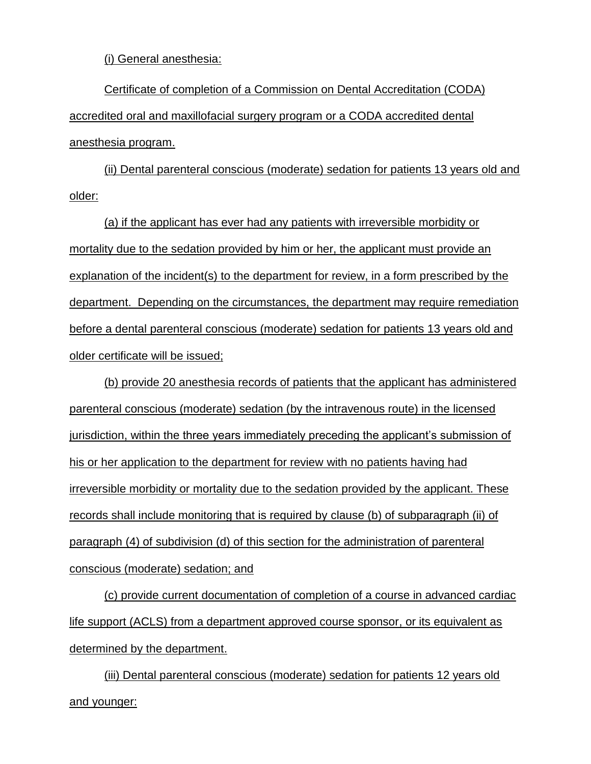(i) General anesthesia:

Certificate of completion of a Commission on Dental Accreditation (CODA) accredited oral and maxillofacial surgery program or a CODA accredited dental anesthesia program.

(ii) Dental parenteral conscious (moderate) sedation for patients 13 years old and older:

(a) if the applicant has ever had any patients with irreversible morbidity or mortality due to the sedation provided by him or her, the applicant must provide an explanation of the incident(s) to the department for review, in a form prescribed by the department. Depending on the circumstances, the department may require remediation before a dental parenteral conscious (moderate) sedation for patients 13 years old and older certificate will be issued;

(b) provide 20 anesthesia records of patients that the applicant has administered parenteral conscious (moderate) sedation (by the intravenous route) in the licensed jurisdiction, within the three years immediately preceding the applicant's submission of his or her application to the department for review with no patients having had irreversible morbidity or mortality due to the sedation provided by the applicant. These records shall include monitoring that is required by clause (b) of subparagraph (ii) of paragraph (4) of subdivision (d) of this section for the administration of parenteral conscious (moderate) sedation; and

(c) provide current documentation of completion of a course in advanced cardiac life support (ACLS) from a department approved course sponsor, or its equivalent as determined by the department.

(iii) Dental parenteral conscious (moderate) sedation for patients 12 years old and younger: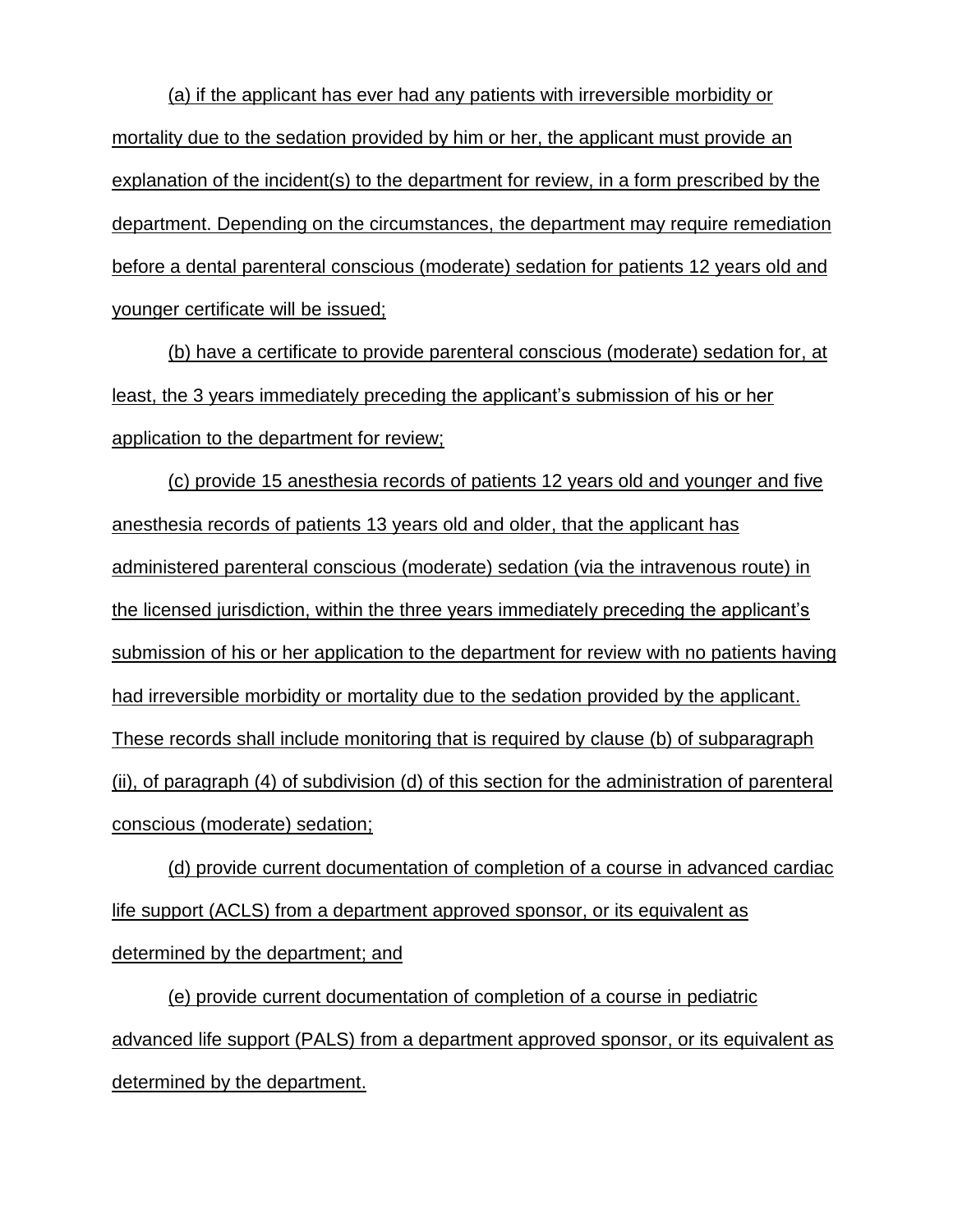(a) if the applicant has ever had any patients with irreversible morbidity or mortality due to the sedation provided by him or her, the applicant must provide an explanation of the incident(s) to the department for review, in a form prescribed by the department. Depending on the circumstances, the department may require remediation before a dental parenteral conscious (moderate) sedation for patients 12 years old and younger certificate will be issued;

(b) have a certificate to provide parenteral conscious (moderate) sedation for, at least, the 3 years immediately preceding the applicant's submission of his or her application to the department for review;

(c) provide 15 anesthesia records of patients 12 years old and younger and five anesthesia records of patients 13 years old and older, that the applicant has administered parenteral conscious (moderate) sedation (via the intravenous route) in the licensed jurisdiction, within the three years immediately preceding the applicant's submission of his or her application to the department for review with no patients having had irreversible morbidity or mortality due to the sedation provided by the applicant. These records shall include monitoring that is required by clause (b) of subparagraph (ii), of paragraph (4) of subdivision (d) of this section for the administration of parenteral conscious (moderate) sedation;

(d) provide current documentation of completion of a course in advanced cardiac life support (ACLS) from a department approved sponsor, or its equivalent as determined by the department; and

(e) provide current documentation of completion of a course in pediatric advanced life support (PALS) from a department approved sponsor, or its equivalent as determined by the department.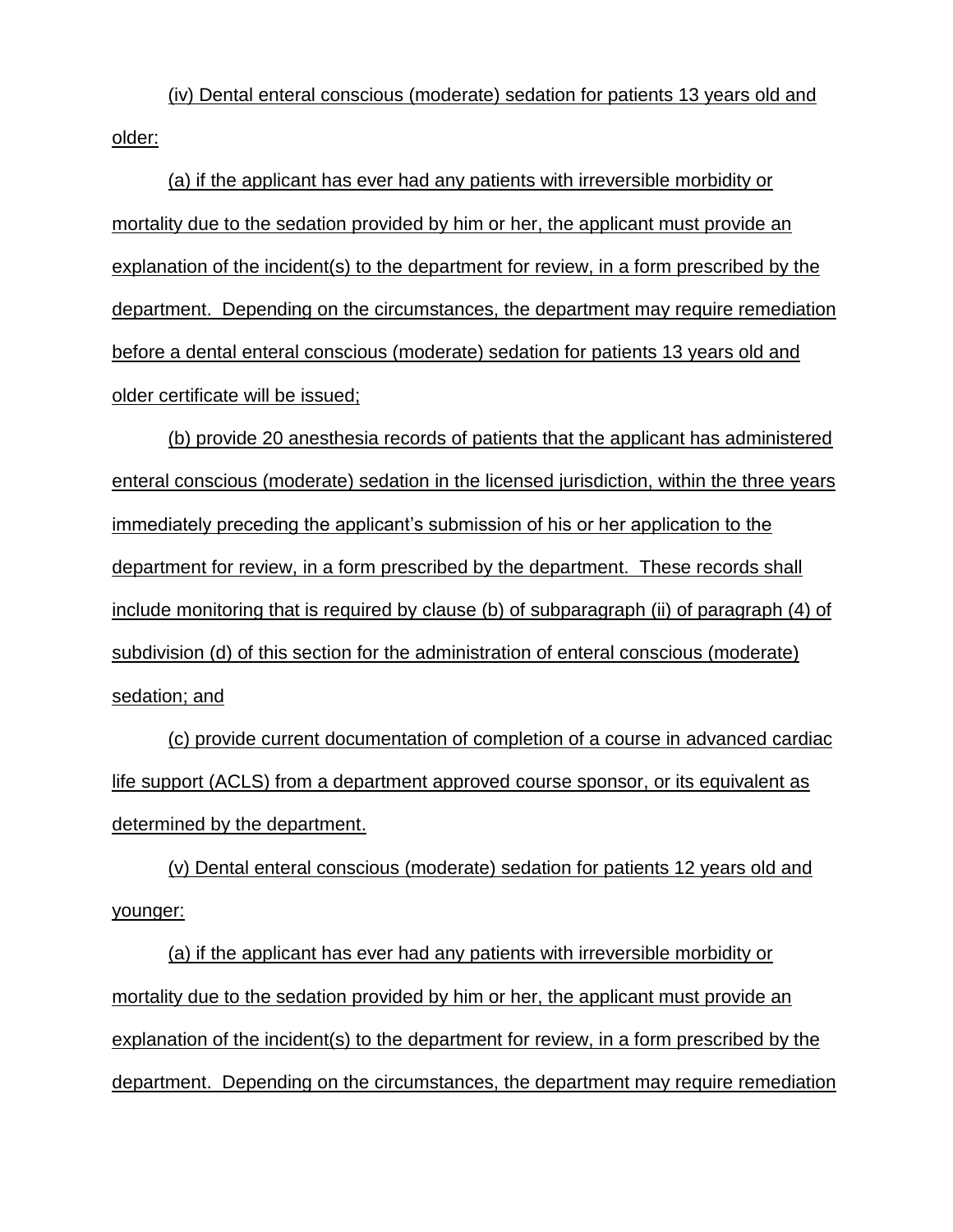(iv) Dental enteral conscious (moderate) sedation for patients 13 years old and older:

(a) if the applicant has ever had any patients with irreversible morbidity or mortality due to the sedation provided by him or her, the applicant must provide an explanation of the incident(s) to the department for review, in a form prescribed by the department. Depending on the circumstances, the department may require remediation before a dental enteral conscious (moderate) sedation for patients 13 years old and older certificate will be issued;

(b) provide 20 anesthesia records of patients that the applicant has administered enteral conscious (moderate) sedation in the licensed jurisdiction, within the three years immediately preceding the applicant's submission of his or her application to the department for review, in a form prescribed by the department. These records shall include monitoring that is required by clause (b) of subparagraph (ii) of paragraph (4) of subdivision (d) of this section for the administration of enteral conscious (moderate) sedation; and

(c) provide current documentation of completion of a course in advanced cardiac life support (ACLS) from a department approved course sponsor, or its equivalent as determined by the department.

(v) Dental enteral conscious (moderate) sedation for patients 12 years old and younger:

(a) if the applicant has ever had any patients with irreversible morbidity or mortality due to the sedation provided by him or her, the applicant must provide an explanation of the incident(s) to the department for review, in a form prescribed by the department. Depending on the circumstances, the department may require remediation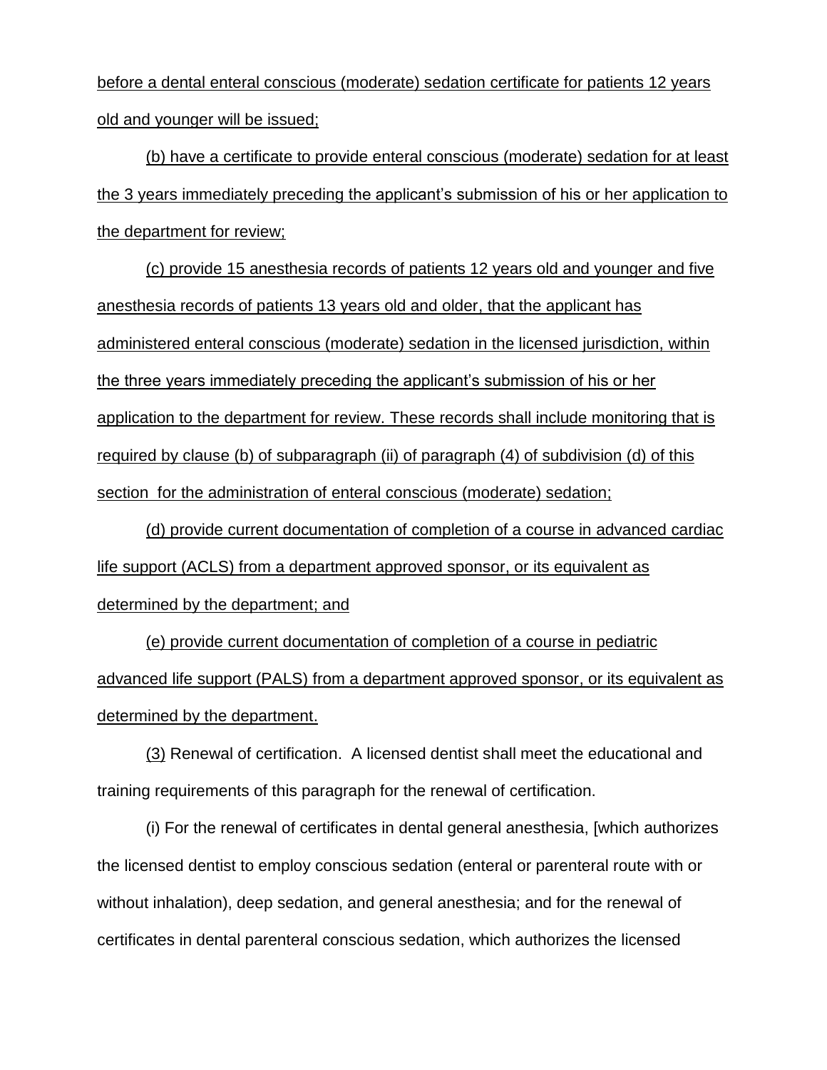before a dental enteral conscious (moderate) sedation certificate for patients 12 years old and younger will be issued;

(b) have a certificate to provide enteral conscious (moderate) sedation for at least the 3 years immediately preceding the applicant's submission of his or her application to the department for review;

(c) provide 15 anesthesia records of patients 12 years old and younger and five anesthesia records of patients 13 years old and older, that the applicant has administered enteral conscious (moderate) sedation in the licensed jurisdiction, within the three years immediately preceding the applicant's submission of his or her application to the department for review. These records shall include monitoring that is required by clause (b) of subparagraph (ii) of paragraph (4) of subdivision (d) of this section for the administration of enteral conscious (moderate) sedation;

(d) provide current documentation of completion of a course in advanced cardiac life support (ACLS) from a department approved sponsor, or its equivalent as determined by the department; and

(e) provide current documentation of completion of a course in pediatric advanced life support (PALS) from a department approved sponsor, or its equivalent as determined by the department.

(3) Renewal of certification. A licensed dentist shall meet the educational and training requirements of this paragraph for the renewal of certification.

(i) For the renewal of certificates in dental general anesthesia, [which authorizes the licensed dentist to employ conscious sedation (enteral or parenteral route with or without inhalation), deep sedation, and general anesthesia; and for the renewal of certificates in dental parenteral conscious sedation, which authorizes the licensed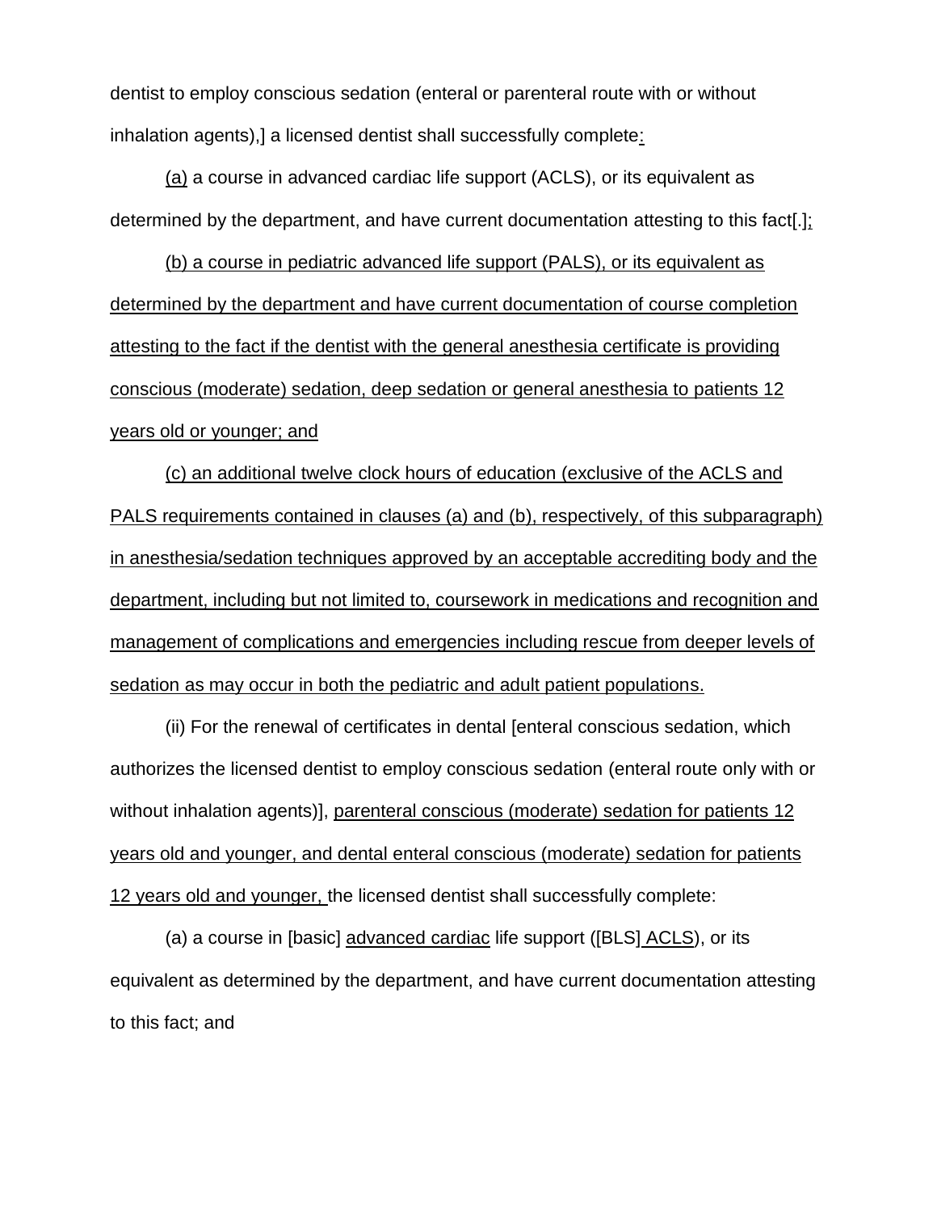dentist to employ conscious sedation (enteral or parenteral route with or without inhalation agents),] a licensed dentist shall successfully complete:

(a) a course in advanced cardiac life support (ACLS), or its equivalent as determined by the department, and have current documentation attesting to this fact[.];

(b) a course in pediatric advanced life support (PALS), or its equivalent as determined by the department and have current documentation of course completion attesting to the fact if the dentist with the general anesthesia certificate is providing conscious (moderate) sedation, deep sedation or general anesthesia to patients 12 years old or younger; and

(c) an additional twelve clock hours of education (exclusive of the ACLS and PALS requirements contained in clauses (a) and (b), respectively, of this subparagraph) in anesthesia/sedation techniques approved by an acceptable accrediting body and the department, including but not limited to, coursework in medications and recognition and management of complications and emergencies including rescue from deeper levels of sedation as may occur in both the pediatric and adult patient populations.

(ii) For the renewal of certificates in dental [enteral conscious sedation, which authorizes the licensed dentist to employ conscious sedation (enteral route only with or without inhalation agents)], parenteral conscious (moderate) sedation for patients 12 years old and younger, and dental enteral conscious (moderate) sedation for patients 12 years old and younger, the licensed dentist shall successfully complete:

(a) a course in [basic] advanced cardiac life support ([BLS] ACLS), or its equivalent as determined by the department, and have current documentation attesting to this fact; and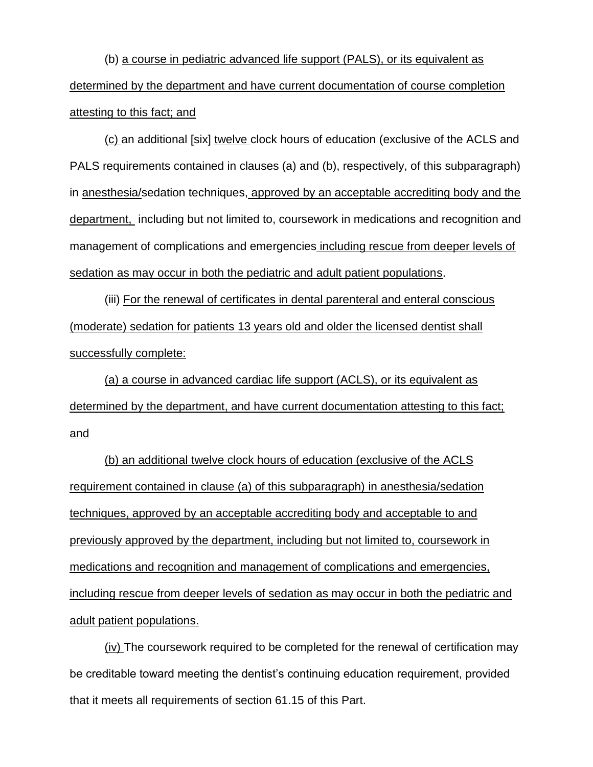(b) a course in pediatric advanced life support (PALS), or its equivalent as determined by the department and have current documentation of course completion attesting to this fact; and

(c) an additional [six] twelve clock hours of education (exclusive of the ACLS and PALS requirements contained in clauses (a) and (b), respectively, of this subparagraph) in anesthesia/sedation techniques, approved by an acceptable accrediting body and the department, including but not limited to, coursework in medications and recognition and management of complications and emergencies including rescue from deeper levels of sedation as may occur in both the pediatric and adult patient populations.

(iii) For the renewal of certificates in dental parenteral and enteral conscious (moderate) sedation for patients 13 years old and older the licensed dentist shall successfully complete:

(a) a course in advanced cardiac life support (ACLS), or its equivalent as determined by the department, and have current documentation attesting to this fact; and

(b) an additional twelve clock hours of education (exclusive of the ACLS requirement contained in clause (a) of this subparagraph) in anesthesia/sedation techniques, approved by an acceptable accrediting body and acceptable to and previously approved by the department, including but not limited to, coursework in medications and recognition and management of complications and emergencies, including rescue from deeper levels of sedation as may occur in both the pediatric and adult patient populations.

(iv) The coursework required to be completed for the renewal of certification may be creditable toward meeting the dentist's continuing education requirement, provided that it meets all requirements of section 61.15 of this Part.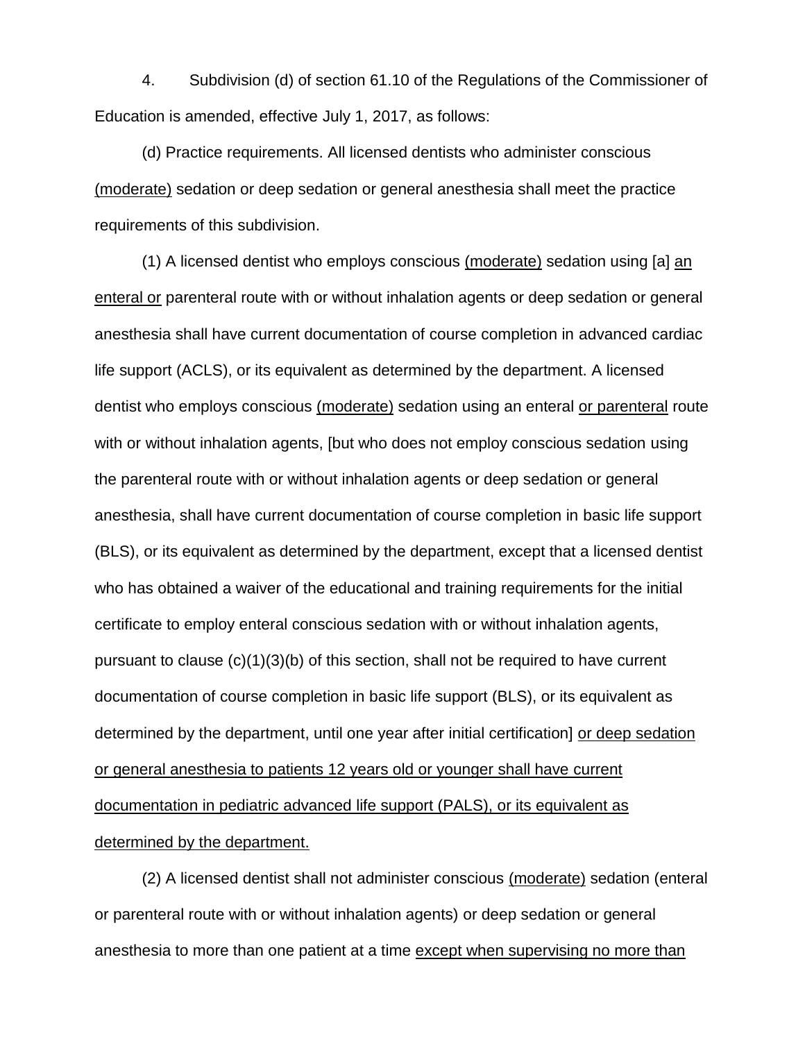4. Subdivision (d) of section 61.10 of the Regulations of the Commissioner of Education is amended, effective July 1, 2017, as follows:

(d) Practice requirements. All licensed dentists who administer conscious <u>(moderate)</u> sedation or deep sedation or general anesthesia shall meet the practice requirements of this subdivision.

(1) A licensed dentist who employs conscious <u>(moderate)</u> sedation using [a] <u>an enteral or</u> parenteral route with or without inhalation agents or deep sedation or general anesthesia shall have current documentation of course completion in advanced cardiac life support (ACLS), or its equivalent as determined by the department. A licensed dentist who employs conscious <u>(moderate)</u> sedation using an enteral <u>or parenteral</u> route with or without inhalation agents, [but who does not employ conscious sedation using the parenteral route with or without inhalation agents or deep sedation or general anesthesia, shall have current documentation of course completion in basic life support (BLS), or its equivalent as determined by the department, except that a licensed dentist who has obtained a waiver of the educational and training requirements for the initial certificate to employ enteral conscious sedation with or without inhalation agents, pursuant to clause (c)(1)(3)(b) of this section, shall not be required to have current documentation of course completion in basic life support (BLS), or its equivalent as determined by the department, until one year after initial certification] <u>or deep sedation or general anesthesia to patients 12 years old or younger shall have current documentation in pediatric advanced life support (PALS), or its equivalent as determined by the department.</u>

(2) A licensed dentist shall not administer conscious <u>(moderate)</u> sedation (enteral or parenteral route with or without inhalation agents) or deep sedation or general anesthesia to more than one patient at a time <u>except when supervising no more than</u>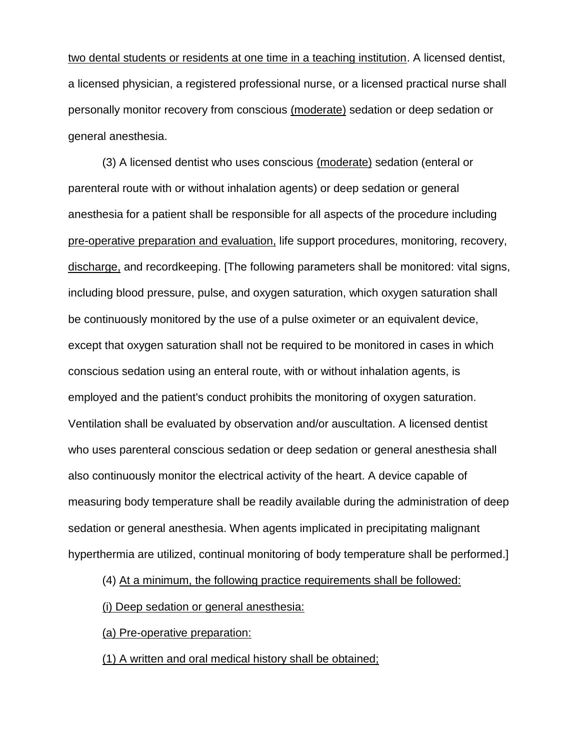two dental students or residents at one time in a teaching institution. A licensed dentist, a licensed physician, a registered professional nurse, or a licensed practical nurse shall personally monitor recovery from conscious (moderate) sedation or deep sedation or general anesthesia.

(3) A licensed dentist who uses conscious (moderate) sedation (enteral or parenteral route with or without inhalation agents) or deep sedation or general anesthesia for a patient shall be responsible for all aspects of the procedure including pre-operative preparation and evaluation, life support procedures, monitoring, recovery, discharge, and recordkeeping. [The following parameters shall be monitored: vital signs, including blood pressure, pulse, and oxygen saturation, which oxygen saturation shall be continuously monitored by the use of a pulse oximeter or an equivalent device, except that oxygen saturation shall not be required to be monitored in cases in which conscious sedation using an enteral route, with or without inhalation agents, is employed and the patient's conduct prohibits the monitoring of oxygen saturation. Ventilation shall be evaluated by observation and/or auscultation. A licensed dentist who uses parenteral conscious sedation or deep sedation or general anesthesia shall also continuously monitor the electrical activity of the heart. A device capable of measuring body temperature shall be readily available during the administration of deep sedation or general anesthesia. When agents implicated in precipitating malignant hyperthermia are utilized, continual monitoring of body temperature shall be performed.]

(4) At a minimum, the following practice requirements shall be followed:

(i) Deep sedation or general anesthesia:

(a) Pre-operative preparation:

(1) A written and oral medical history shall be obtained;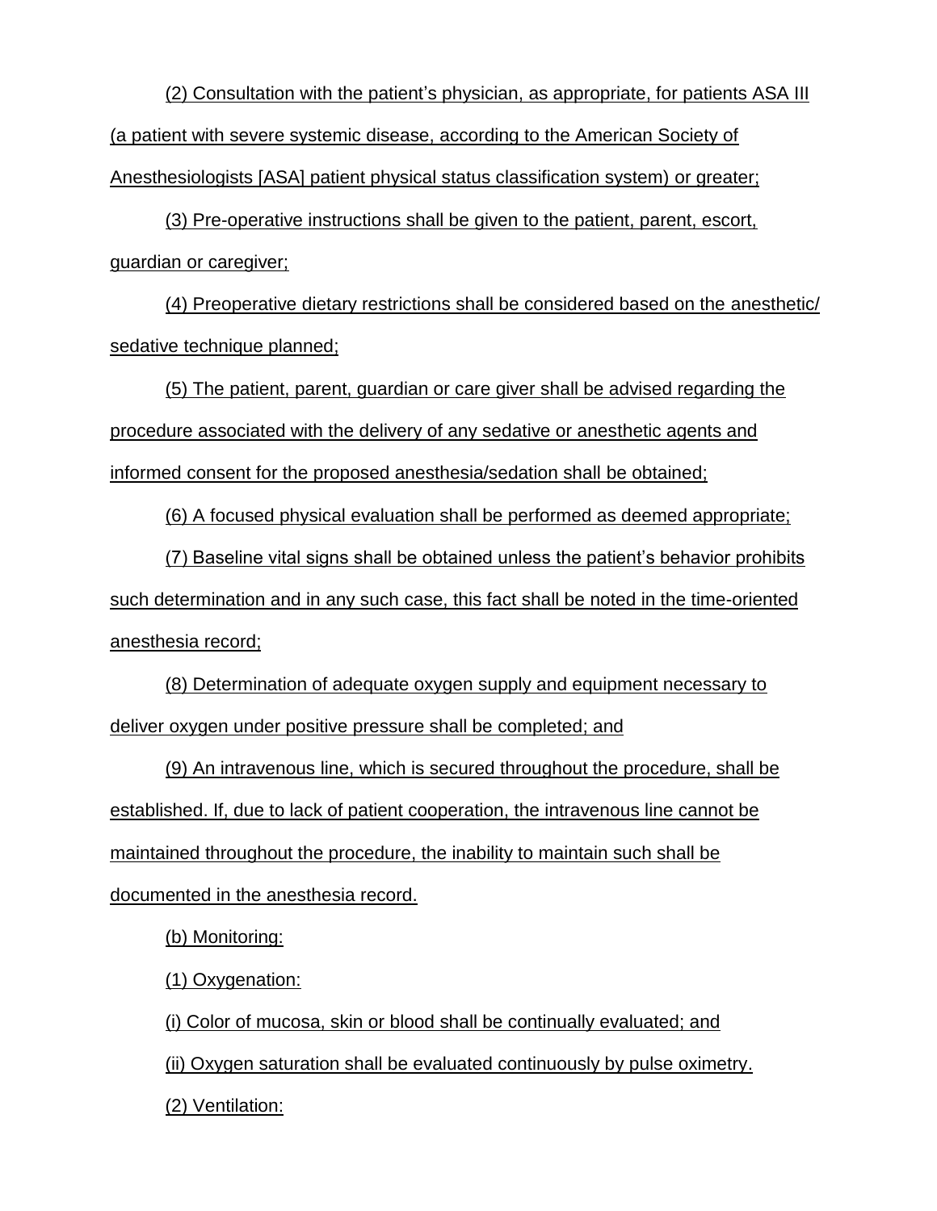(2) Consultation with the patient's physician, as appropriate, for patients ASA III (a patient with severe systemic disease, according to the American Society of Anesthesiologists [ASA] patient physical status classification system) or greater;

(3) Pre-operative instructions shall be given to the patient, parent, escort, guardian or caregiver;

(4) Preoperative dietary restrictions shall be considered based on the anesthetic/ sedative technique planned;

(5) The patient, parent, guardian or care giver shall be advised regarding the procedure associated with the delivery of any sedative or anesthetic agents and informed consent for the proposed anesthesia/sedation shall be obtained;

(6) A focused physical evaluation shall be performed as deemed appropriate;

(7) Baseline vital signs shall be obtained unless the patient's behavior prohibits such determination and in any such case, this fact shall be noted in the time-oriented anesthesia record;

(8) Determination of adequate oxygen supply and equipment necessary to deliver oxygen under positive pressure shall be completed; and

(9) An intravenous line, which is secured throughout the procedure, shall be established. If, due to lack of patient cooperation, the intravenous line cannot be maintained throughout the procedure, the inability to maintain such shall be documented in the anesthesia record.

(b) Monitoring:

(1) Oxygenation:

(i) Color of mucosa, skin or blood shall be continually evaluated; and

(ii) Oxygen saturation shall be evaluated continuously by pulse oximetry.

(2) Ventilation: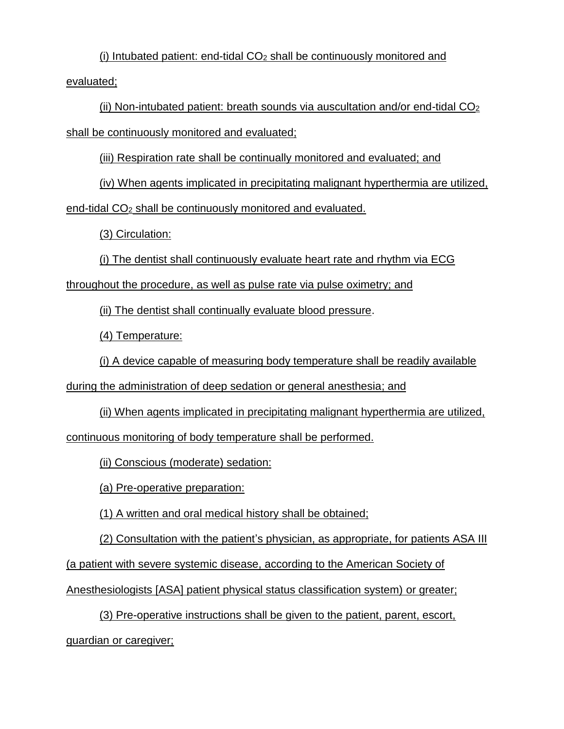(i) Intubated patient: end-tidal $CO_2$ shall be continuously monitored and evaluated;

(ii) Non-intubated patient: breath sounds via auscultation and/or end-tidal $CO_2$ shall be continuously monitored and evaluated;

(iii) Respiration rate shall be continually monitored and evaluated; and

(iv) When agents implicated in precipitating malignant hyperthermia are utilized, end-tidal $CO_2$ shall be continuously monitored and evaluated.

(3) Circulation:

(i) The dentist shall continuously evaluate heart rate and rhythm via ECG throughout the procedure, as well as pulse rate via pulse oximetry; and

(ii) The dentist shall continually evaluate blood pressure.

(4) Temperature:

(i) A device capable of measuring body temperature shall be readily available during the administration of deep sedation or general anesthesia; and

(ii) When agents implicated in precipitating malignant hyperthermia are utilized, continuous monitoring of body temperature shall be performed.

(ii) Conscious (moderate) sedation:

(a) Pre-operative preparation:

(1) A written and oral medical history shall be obtained;

(2) Consultation with the patient's physician, as appropriate, for patients ASA III (a patient with severe systemic disease, according to the American Society of Anesthesiologists [ASA] patient physical status classification system) or greater;

(3) Pre-operative instructions shall be given to the patient, parent, escort, guardian or caregiver;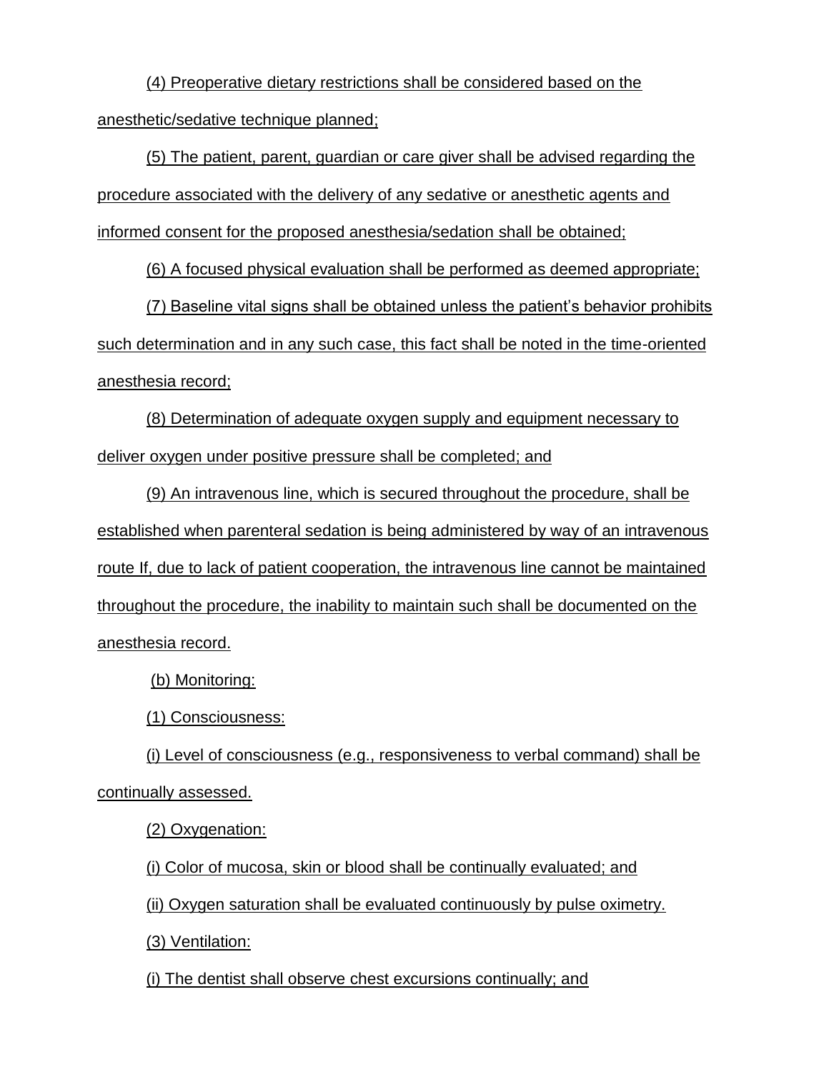(4) Preoperative dietary restrictions shall be considered based on the anesthetic/sedative technique planned;

(5) The patient, parent, guardian or care giver shall be advised regarding the procedure associated with the delivery of any sedative or anesthetic agents and informed consent for the proposed anesthesia/sedation shall be obtained;

(6) A focused physical evaluation shall be performed as deemed appropriate;

(7) Baseline vital signs shall be obtained unless the patient's behavior prohibits such determination and in any such case, this fact shall be noted in the time-oriented anesthesia record;

(8) Determination of adequate oxygen supply and equipment necessary to deliver oxygen under positive pressure shall be completed; and

(9) An intravenous line, which is secured throughout the procedure, shall be established when parenteral sedation is being administered by way of an intravenous route If, due to lack of patient cooperation, the intravenous line cannot be maintained throughout the procedure, the inability to maintain such shall be documented on the anesthesia record.

(b) Monitoring:

(1) Consciousness:

(i) Level of consciousness (e.g., responsiveness to verbal command) shall be continually assessed.

(2) Oxygenation:

(i) Color of mucosa, skin or blood shall be continually evaluated; and

(ii) Oxygen saturation shall be evaluated continuously by pulse oximetry.

(3) Ventilation:

(i) The dentist shall observe chest excursions continually; and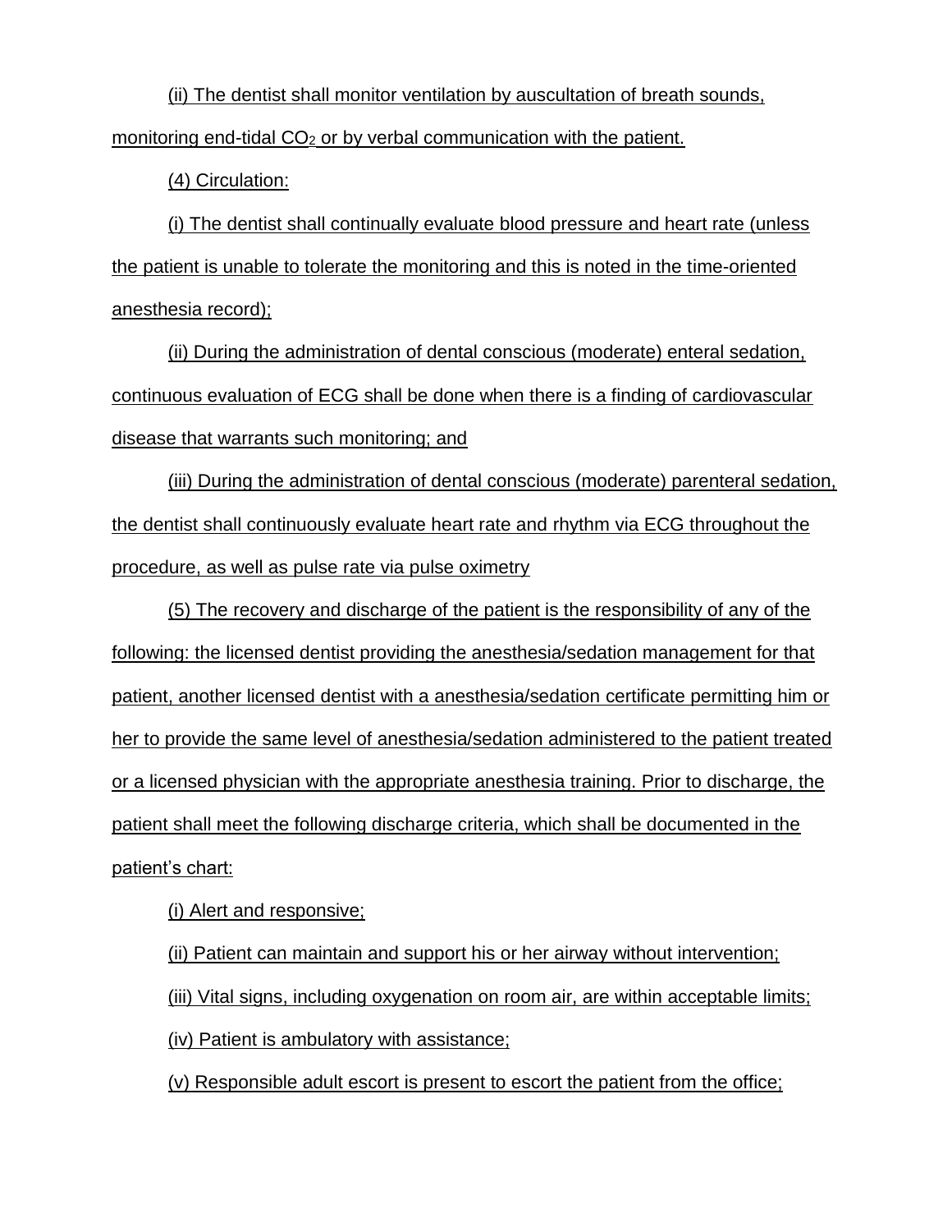(ii) The dentist shall monitor ventilation by auscultation of breath sounds, monitoring end-tidal $CO_2$ or by verbal communication with the patient.

(4) Circulation:

(i) The dentist shall continually evaluate blood pressure and heart rate (unless the patient is unable to tolerate the monitoring and this is noted in the time-oriented anesthesia record);

(ii) During the administration of dental conscious (moderate) enteral sedation, continuous evaluation of ECG shall be done when there is a finding of cardiovascular disease that warrants such monitoring; and

(iii) During the administration of dental conscious (moderate) parenteral sedation, the dentist shall continuously evaluate heart rate and rhythm via ECG throughout the procedure, as well as pulse rate via pulse oximetry

(5) The recovery and discharge of the patient is the responsibility of any of the following: the licensed dentist providing the anesthesia/sedation management for that patient, another licensed dentist with a anesthesia/sedation certificate permitting him or her to provide the same level of anesthesia/sedation administered to the patient treated or a licensed physician with the appropriate anesthesia training. Prior to discharge, the patient shall meet the following discharge criteria, which shall be documented in the patient's chart:

(i) Alert and responsive;

(ii) Patient can maintain and support his or her airway without intervention;

(iii) Vital signs, including oxygenation on room air, are within acceptable limits;

(iv) Patient is ambulatory with assistance;

(v) Responsible adult escort is present to escort the patient from the office;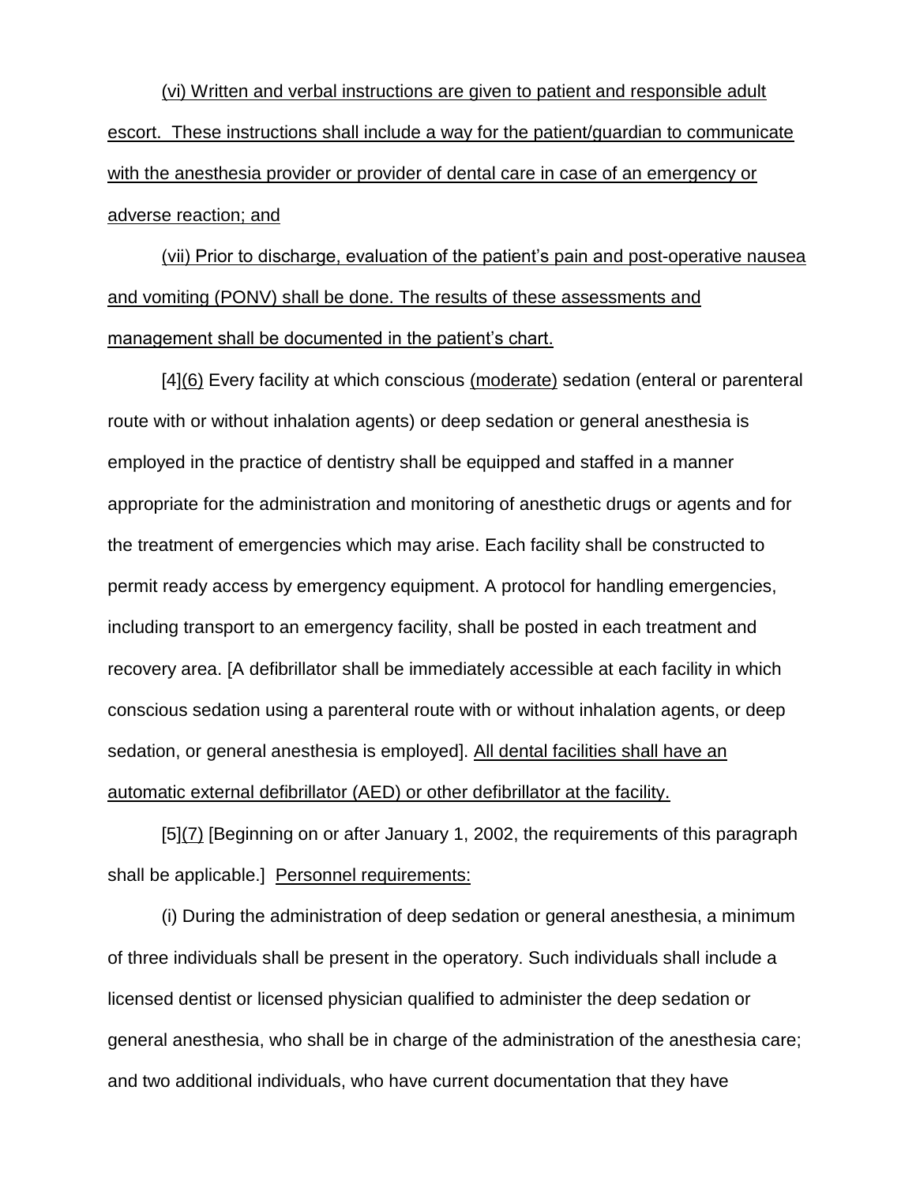(vi) Written and verbal instructions are given to patient and responsible adult escort. These instructions shall include a way for the patient/guardian to communicate with the anesthesia provider or provider of dental care in case of an emergency or adverse reaction; and

(vii) Prior to discharge, evaluation of the patient's pain and post-operative nausea and vomiting (PONV) shall be done. The results of these assessments and management shall be documented in the patient's chart.

[4](6) Every facility at which conscious (moderate) sedation (enteral or parenteral route with or without inhalation agents) or deep sedation or general anesthesia is employed in the practice of dentistry shall be equipped and staffed in a manner appropriate for the administration and monitoring of anesthetic drugs or agents and for the treatment of emergencies which may arise. Each facility shall be constructed to permit ready access by emergency equipment. A protocol for handling emergencies, including transport to an emergency facility, shall be posted in each treatment and recovery area. [A defibrillator shall be immediately accessible at each facility in which conscious sedation using a parenteral route with or without inhalation agents, or deep sedation, or general anesthesia is employed]. All dental facilities shall have an automatic external defibrillator (AED) or other defibrillator at the facility.

[5](7) [Beginning on or after January 1, 2002, the requirements of this paragraph shall be applicable.] Personnel requirements:

(i) During the administration of deep sedation or general anesthesia, a minimum of three individuals shall be present in the operatory. Such individuals shall include a licensed dentist or licensed physician qualified to administer the deep sedation or general anesthesia, who shall be in charge of the administration of the anesthesia care; and two additional individuals, who have current documentation that they have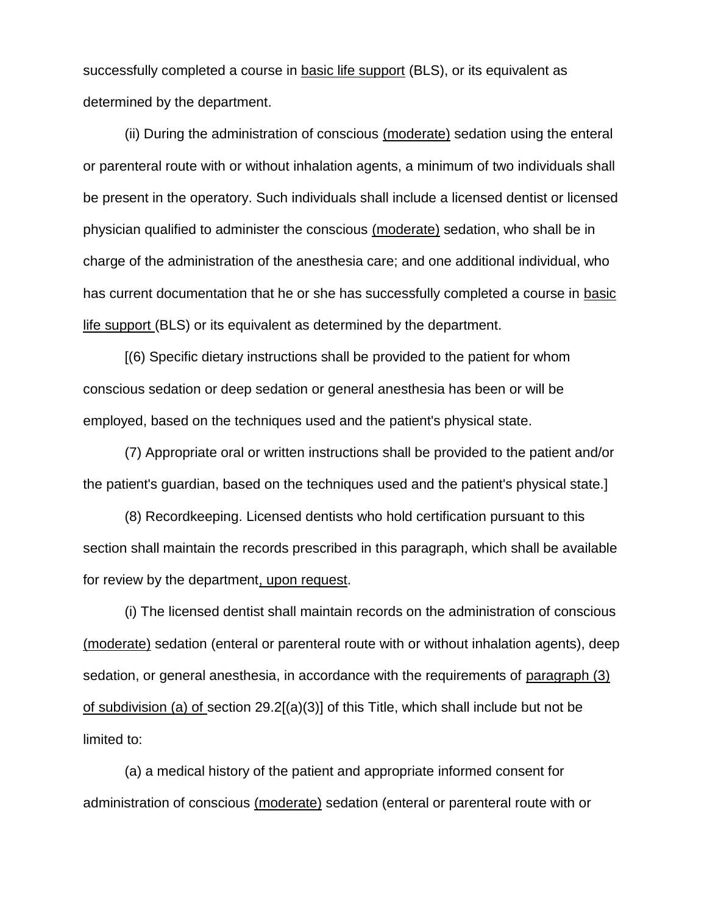successfully completed a course in basic life support (BLS), or its equivalent as determined by the department.

(ii) During the administration of conscious (moderate) sedation using the enteral or parenteral route with or without inhalation agents, a minimum of two individuals shall be present in the operatory. Such individuals shall include a licensed dentist or licensed physician qualified to administer the conscious (moderate) sedation, who shall be in charge of the administration of the anesthesia care; and one additional individual, who has current documentation that he or she has successfully completed a course in basic life support (BLS) or its equivalent as determined by the department.

[(6) Specific dietary instructions shall be provided to the patient for whom conscious sedation or deep sedation or general anesthesia has been or will be employed, based on the techniques used and the patient's physical state.

(7) Appropriate oral or written instructions shall be provided to the patient and/or the patient's guardian, based on the techniques used and the patient's physical state.]

(8) Recordkeeping. Licensed dentists who hold certification pursuant to this section shall maintain the records prescribed in this paragraph, which shall be available for review by the department, upon request.

(i) The licensed dentist shall maintain records on the administration of conscious (moderate) sedation (enteral or parenteral route with or without inhalation agents), deep sedation, or general anesthesia, in accordance with the requirements of paragraph (3) of subdivision (a) of section 29.2[(a)(3)] of this Title, which shall include but not be limited to:

(a) a medical history of the patient and appropriate informed consent for administration of conscious (moderate) sedation (enteral or parenteral route with or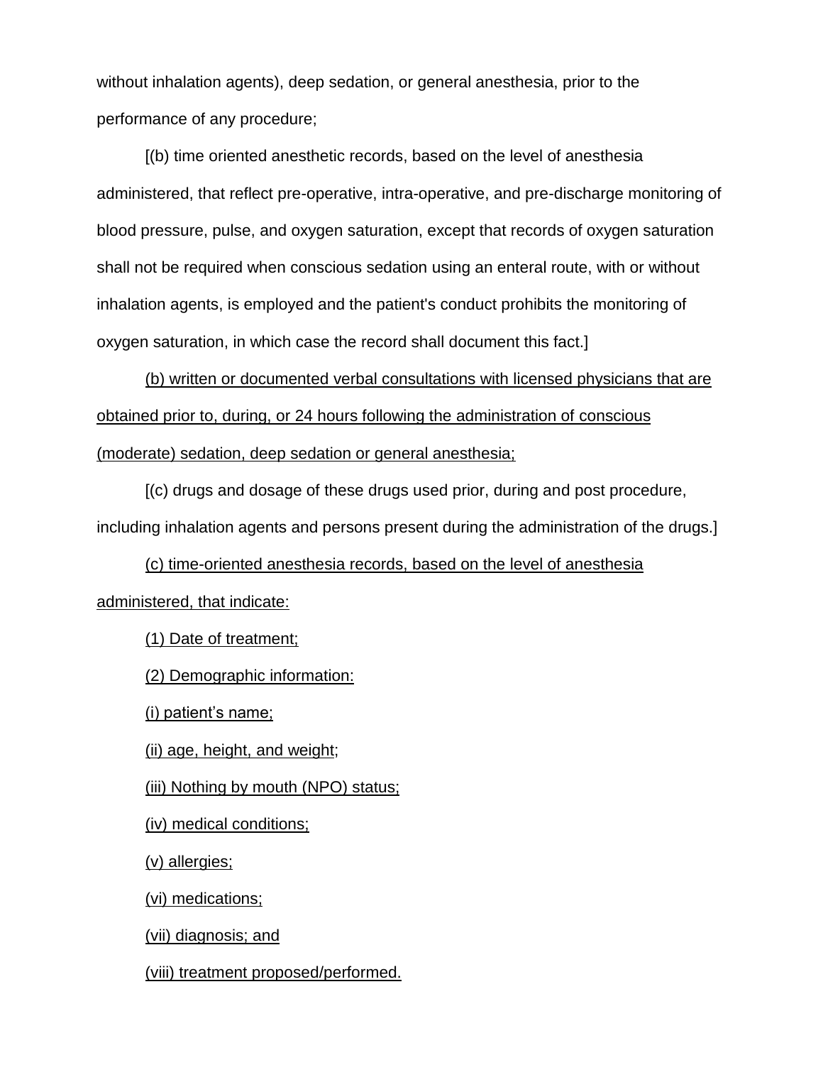without inhalation agents), deep sedation, or general anesthesia, prior to the performance of any procedure;

[(b) time oriented anesthetic records, based on the level of anesthesia administered, that reflect pre-operative, intra-operative, and pre-discharge monitoring of blood pressure, pulse, and oxygen saturation, except that records of oxygen saturation shall not be required when conscious sedation using an enteral route, with or without inhalation agents, is employed and the patient's conduct prohibits the monitoring of oxygen saturation, in which case the record shall document this fact.]

<u>(b) written or documented verbal consultations with licensed physicians that are obtained prior to, during, or 24 hours following the administration of conscious (moderate) sedation, deep sedation or general anesthesia;</u>

[(c) drugs and dosage of these drugs used prior, during and post procedure, including inhalation agents and persons present during the administration of the drugs.]

<u>(c) time-oriented anesthesia records, based on the level of anesthesia administered, that indicate:</u>

<u>(1) Date of treatment;</u>

<u>(2) Demographic information:</u>

<u>(i) patient's name;</u>

<u>(ii) age, height, and weight</u>;

<u>(iii) Nothing by mouth (NPO) status;</u>

<u>(iv) medical conditions;</u>

<u>(v) allergies;</u>

<u>(vi) medications;</u>

<u>(vii) diagnosis; and</u>

<u>(viii) treatment proposed/performed.</u>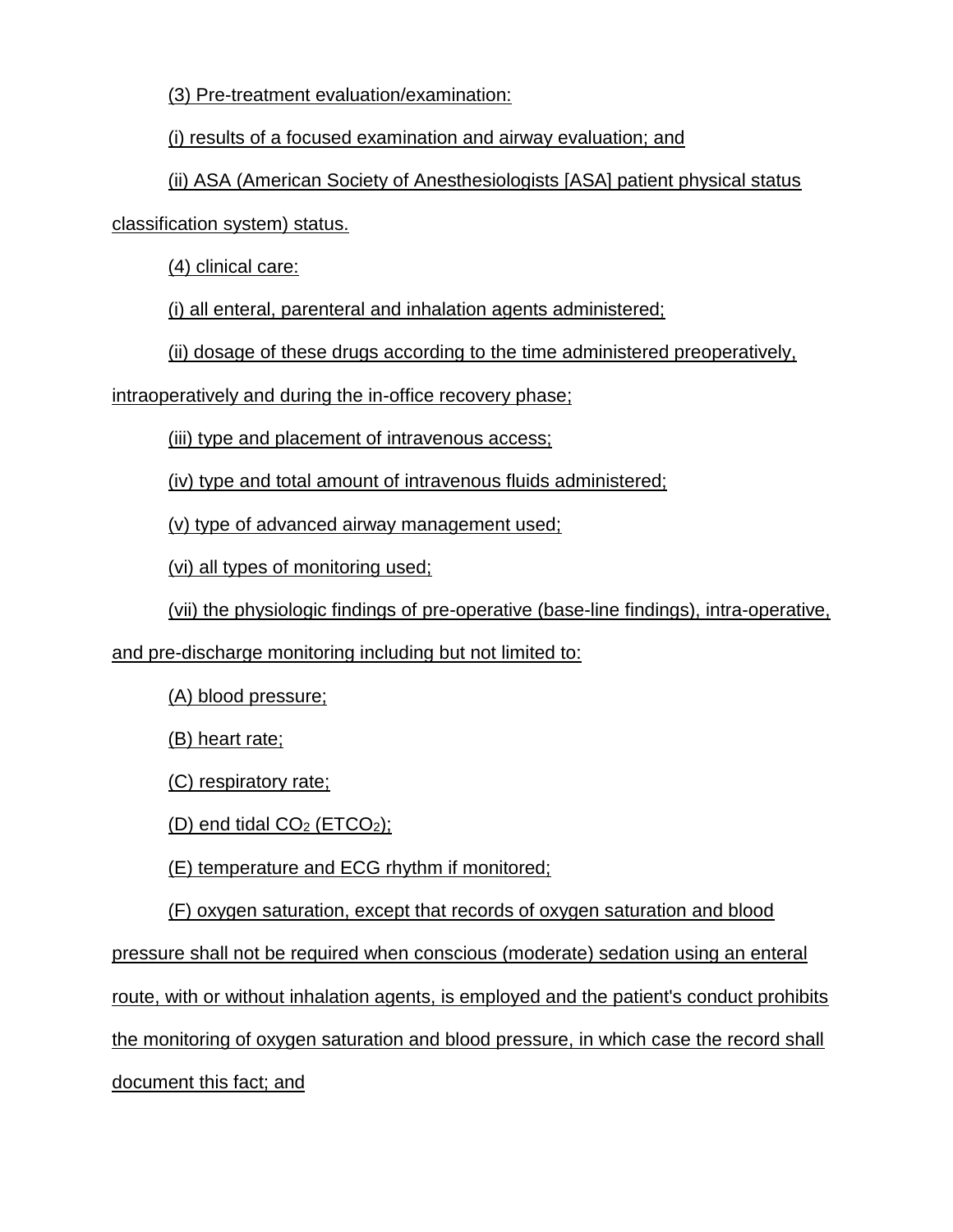(3) Pre-treatment evaluation/examination:

(i) results of a focused examination and airway evaluation; and

(ii) ASA (American Society of Anesthesiologists [ASA] patient physical status classification system) status.

(4) clinical care:

(i) all enteral, parenteral and inhalation agents administered;

(ii) dosage of these drugs according to the time administered preoperatively, intraoperatively and during the in-office recovery phase;

(iii) type and placement of intravenous access;

(iv) type and total amount of intravenous fluids administered;

(v) type of advanced airway management used;

(vi) all types of monitoring used;

(vii) the physiologic findings of pre-operative (base-line findings), intra-operative, and pre-discharge monitoring including but not limited to:

(A) blood pressure;

(B) heart rate;

(C) respiratory rate;

(D) end tidal $CO_2$ ($ETCO_2$);

(E) temperature and ECG rhythm if monitored;

(F) oxygen saturation, except that records of oxygen saturation and blood pressure shall not be required when conscious (moderate) sedation using an enteral route, with or without inhalation agents, is employed and the patient's conduct prohibits the monitoring of oxygen saturation and blood pressure, in which case the record shall document this fact; and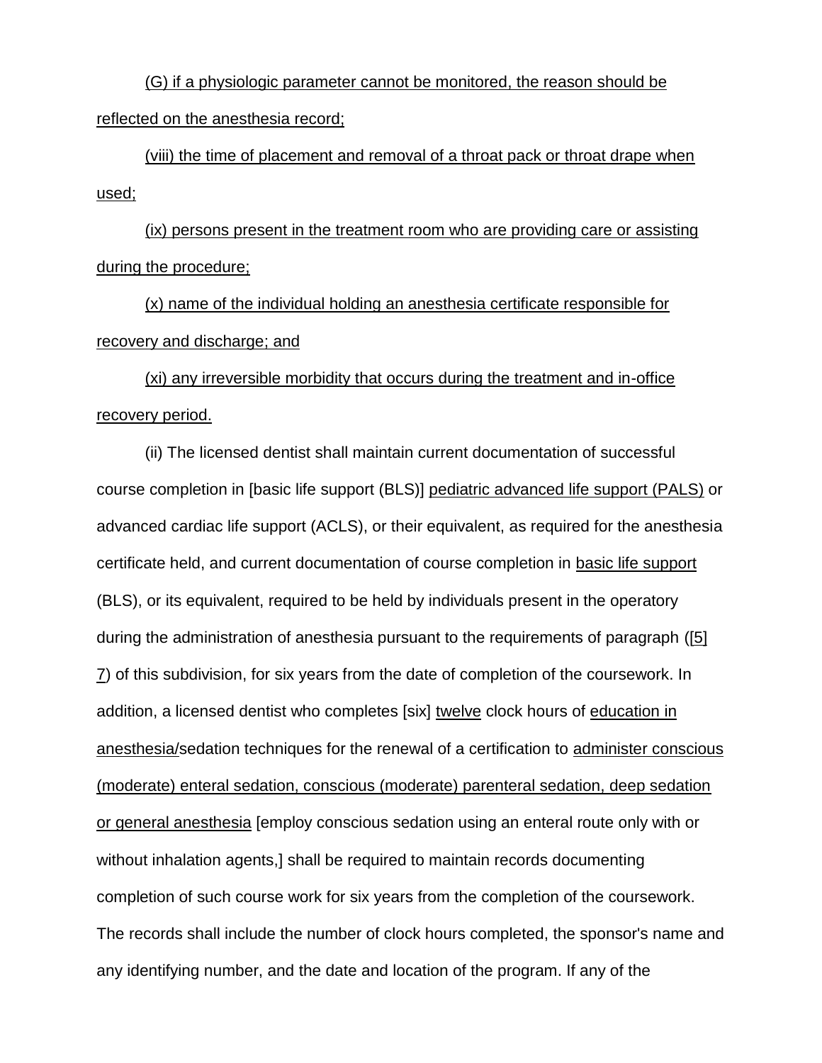(G) if a physiologic parameter cannot be monitored, the reason should be reflected on the anesthesia record;

(viii) the time of placement and removal of a throat pack or throat drape when used;

(ix) persons present in the treatment room who are providing care or assisting during the procedure;

(x) name of the individual holding an anesthesia certificate responsible for recovery and discharge; and

(xi) any irreversible morbidity that occurs during the treatment and in-office recovery period.

(ii) The licensed dentist shall maintain current documentation of successful course completion in [basic life support (BLS)] pediatric advanced life support (PALS) or advanced cardiac life support (ACLS), or their equivalent, as required for the anesthesia certificate held, and current documentation of course completion in basic life support (BLS), or its equivalent, required to be held by individuals present in the operatory during the administration of anesthesia pursuant to the requirements of paragraph ([5] 7) of this subdivision, for six years from the date of completion of the coursework. In addition, a licensed dentist who completes [six] twelve clock hours of education in anesthesia/sedation techniques for the renewal of a certification to administer conscious (moderate) enteral sedation, conscious (moderate) parenteral sedation, deep sedation or general anesthesia [employ conscious sedation using an enteral route only with or without inhalation agents,] shall be required to maintain records documenting completion of such course work for six years from the completion of the coursework. The records shall include the number of clock hours completed, the sponsor's name and any identifying number, and the date and location of the program. If any of the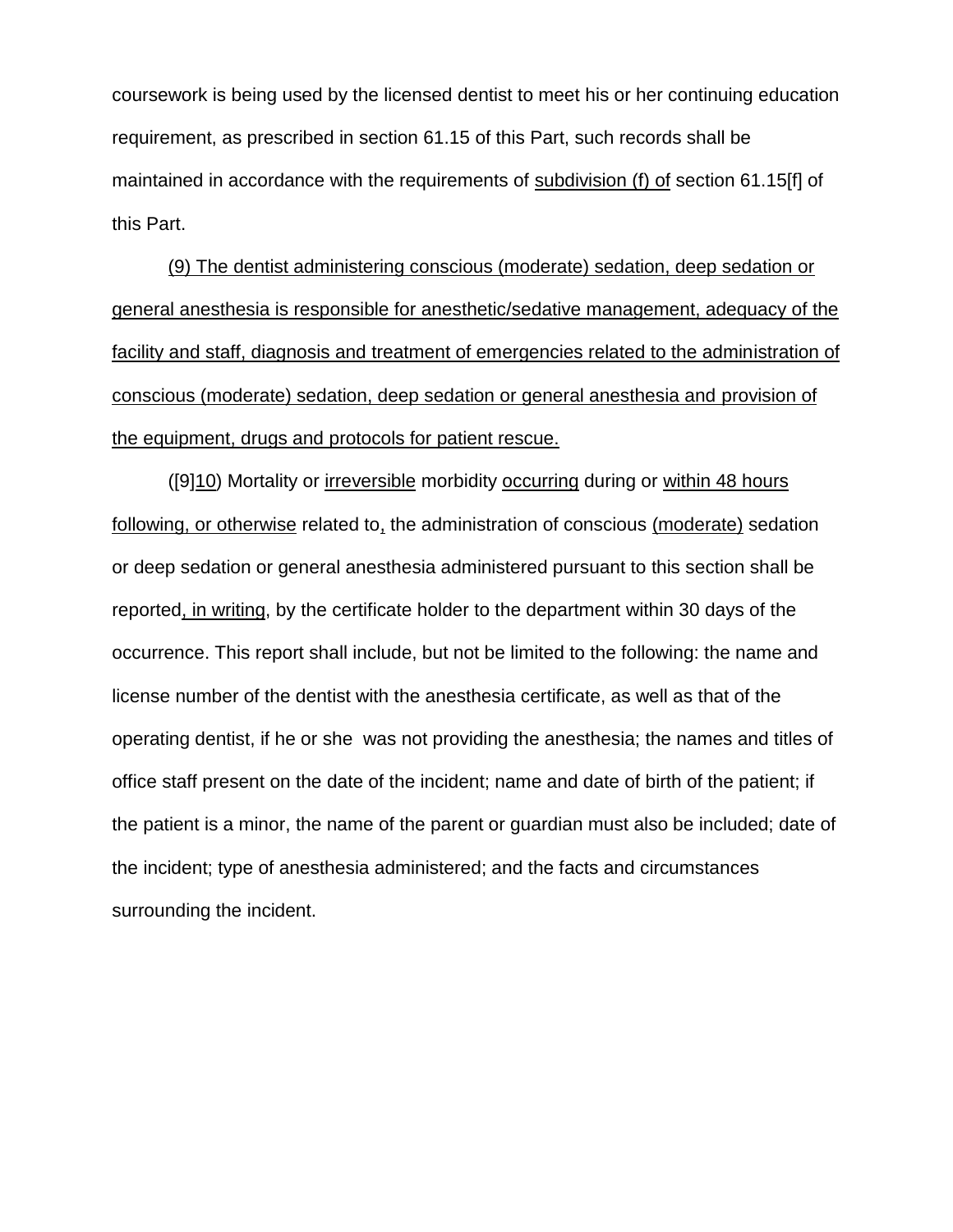coursework is being used by the licensed dentist to meet his or her continuing education requirement, as prescribed in section 61.15 of this Part, such records shall be maintained in accordance with the requirements of <u>subdivision (f) of</u> section 61.15[f] of this Part.

<u>(9) The dentist administering conscious (moderate) sedation, deep sedation or general anesthesia is responsible for anesthetic/sedative management, adequacy of the facility and staff, diagnosis and treatment of emergencies related to the administration of conscious (moderate) sedation, deep sedation or general anesthesia and provision of the equipment, drugs and protocols for patient rescue.</u>

([9]<u>10</u>) Mortality or <u>irreversible</u> morbidity <u>occurring</u> during or <u>within 48 hours following, or otherwise</u> related to<u>,</u> the administration of conscious <u>(moderate)</u> sedation or deep sedation or general anesthesia administered pursuant to this section shall be reported<u>, in writing</u>, by the certificate holder to the department within 30 days of the occurrence. This report shall include, but not be limited to the following: the name and license number of the dentist with the anesthesia certificate, as well as that of the operating dentist, if he or she was not providing the anesthesia; the names and titles of office staff present on the date of the incident; name and date of birth of the patient; if the patient is a minor, the name of the parent or guardian must also be included; date of the incident; type of anesthesia administered; and the facts and circumstances surrounding the incident.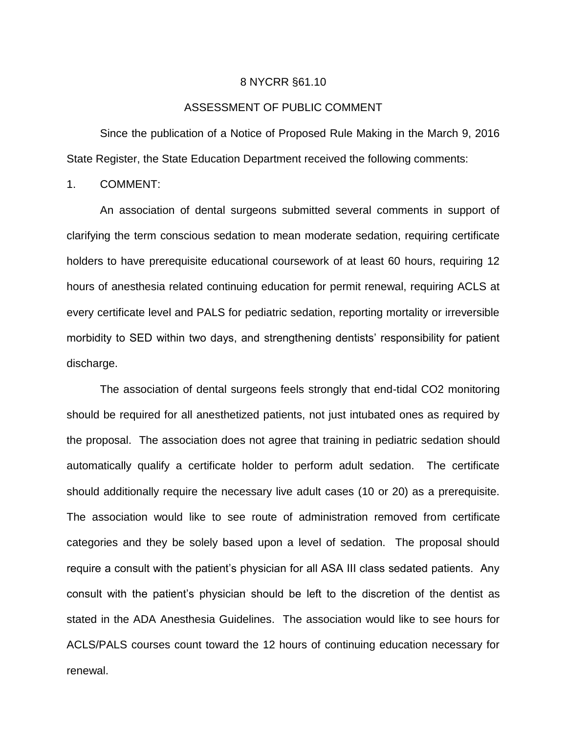8 NYCRR §61.10

ASSESSMENT OF PUBLIC COMMENT

Since the publication of a Notice of Proposed Rule Making in the March 9, 2016 State Register, the State Education Department received the following comments:

1. COMMENT:

An association of dental surgeons submitted several comments in support of clarifying the term conscious sedation to mean moderate sedation, requiring certificate holders to have prerequisite educational coursework of at least 60 hours, requiring 12 hours of anesthesia related continuing education for permit renewal, requiring ACLS at every certificate level and PALS for pediatric sedation, reporting mortality or irreversible morbidity to SED within two days, and strengthening dentists' responsibility for patient discharge.

The association of dental surgeons feels strongly that end-tidal CO2 monitoring should be required for all anesthetized patients, not just intubated ones as required by the proposal. The association does not agree that training in pediatric sedation should automatically qualify a certificate holder to perform adult sedation. The certificate should additionally require the necessary live adult cases (10 or 20) as a prerequisite. The association would like to see route of administration removed from certificate categories and they be solely based upon a level of sedation. The proposal should require a consult with the patient's physician for all ASA III class sedated patients. Any consult with the patient's physician should be left to the discretion of the dentist as stated in the ADA Anesthesia Guidelines. The association would like to see hours for ACLS/PALS courses count toward the 12 hours of continuing education necessary for renewal.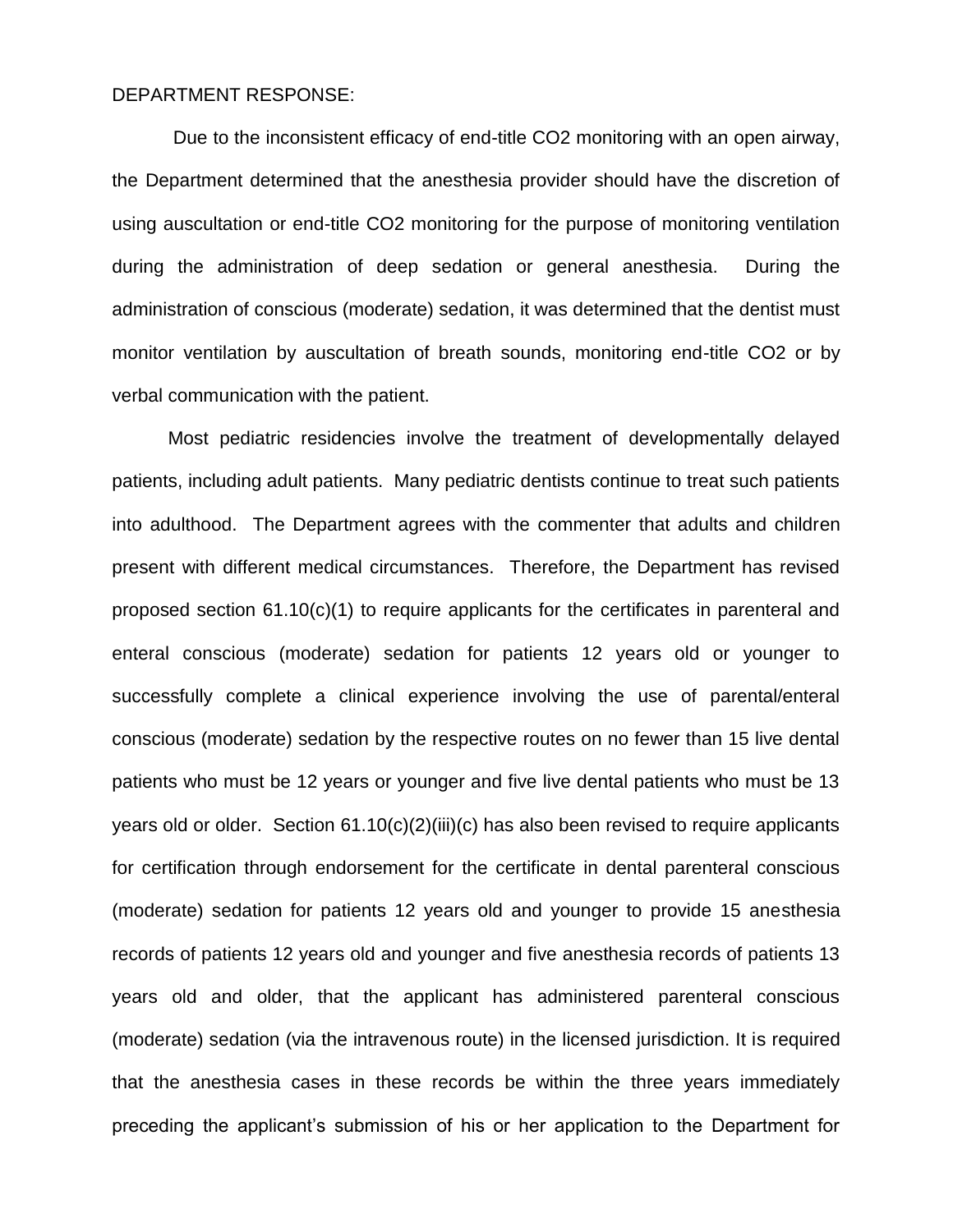DEPARTMENT RESPONSE:

Due to the inconsistent efficacy of end-title $CO_2$ monitoring with an open airway, the Department determined that the anesthesia provider should have the discretion of using auscultation or end-title $CO_2$ monitoring for the purpose of monitoring ventilation during the administration of deep sedation or general anesthesia. During the administration of conscious (moderate) sedation, it was determined that the dentist must monitor ventilation by auscultation of breath sounds, monitoring end-title $CO_2$ or by verbal communication with the patient.

Most pediatric residencies involve the treatment of developmentally delayed patients, including adult patients. Many pediatric dentists continue to treat such patients into adulthood. The Department agrees with the commenter that adults and children present with different medical circumstances. Therefore, the Department has revised proposed section 61.10(c)(1) to require applicants for the certificates in parenteral and enteral conscious (moderate) sedation for patients 12 years old or younger to successfully complete a clinical experience involving the use of parental/enteral conscious (moderate) sedation by the respective routes on no fewer than 15 live dental patients who must be 12 years or younger and five live dental patients who must be 13 years old or older. Section 61.10(c)(2)(iii)(c) has also been revised to require applicants for certification through endorsement for the certificate in dental parenteral conscious (moderate) sedation for patients 12 years old and younger to provide 15 anesthesia records of patients 12 years old and younger and five anesthesia records of patients 13 years old and older, that the applicant has administered parenteral conscious (moderate) sedation (via the intravenous route) in the licensed jurisdiction. It is required that the anesthesia cases in these records be within the three years immediately preceding the applicant's submission of his or her application to the Department for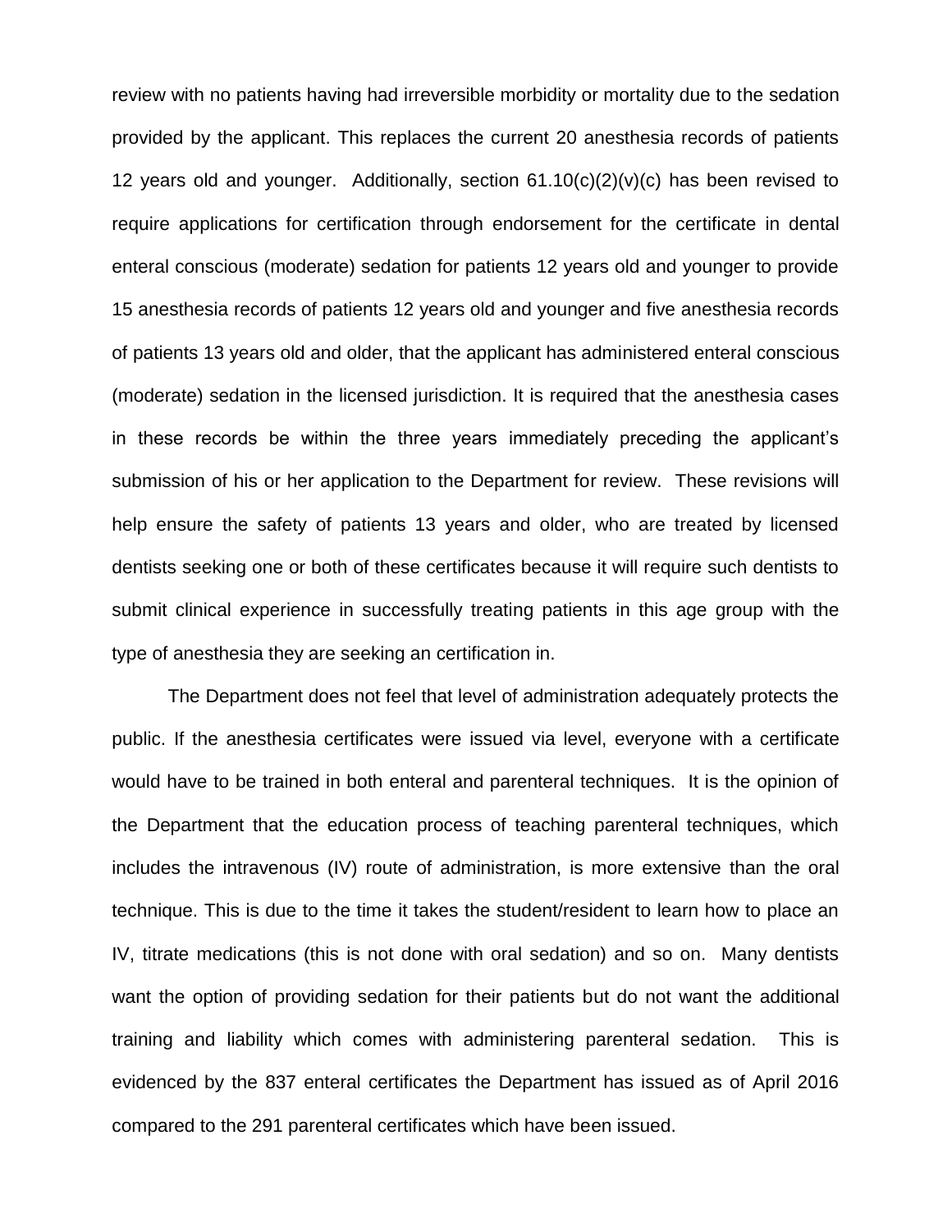review with no patients having had irreversible morbidity or mortality due to the sedation provided by the applicant. This replaces the current 20 anesthesia records of patients 12 years old and younger. Additionally, section 61.10(c)(2)(v)(c) has been revised to require applications for certification through endorsement for the certificate in dental enteral conscious (moderate) sedation for patients 12 years old and younger to provide 15 anesthesia records of patients 12 years old and younger and five anesthesia records of patients 13 years old and older, that the applicant has administered enteral conscious (moderate) sedation in the licensed jurisdiction. It is required that the anesthesia cases in these records be within the three years immediately preceding the applicant's submission of his or her application to the Department for review. These revisions will help ensure the safety of patients 13 years and older, who are treated by licensed dentists seeking one or both of these certificates because it will require such dentists to submit clinical experience in successfully treating patients in this age group with the type of anesthesia they are seeking an certification in.

The Department does not feel that level of administration adequately protects the public. If the anesthesia certificates were issued via level, everyone with a certificate would have to be trained in both enteral and parenteral techniques. It is the opinion of the Department that the education process of teaching parenteral techniques, which includes the intravenous (IV) route of administration, is more extensive than the oral technique. This is due to the time it takes the student/resident to learn how to place an IV, titrate medications (this is not done with oral sedation) and so on. Many dentists want the option of providing sedation for their patients but do not want the additional training and liability which comes with administering parenteral sedation. This is evidenced by the 837 enteral certificates the Department has issued as of April 2016 compared to the 291 parenteral certificates which have been issued.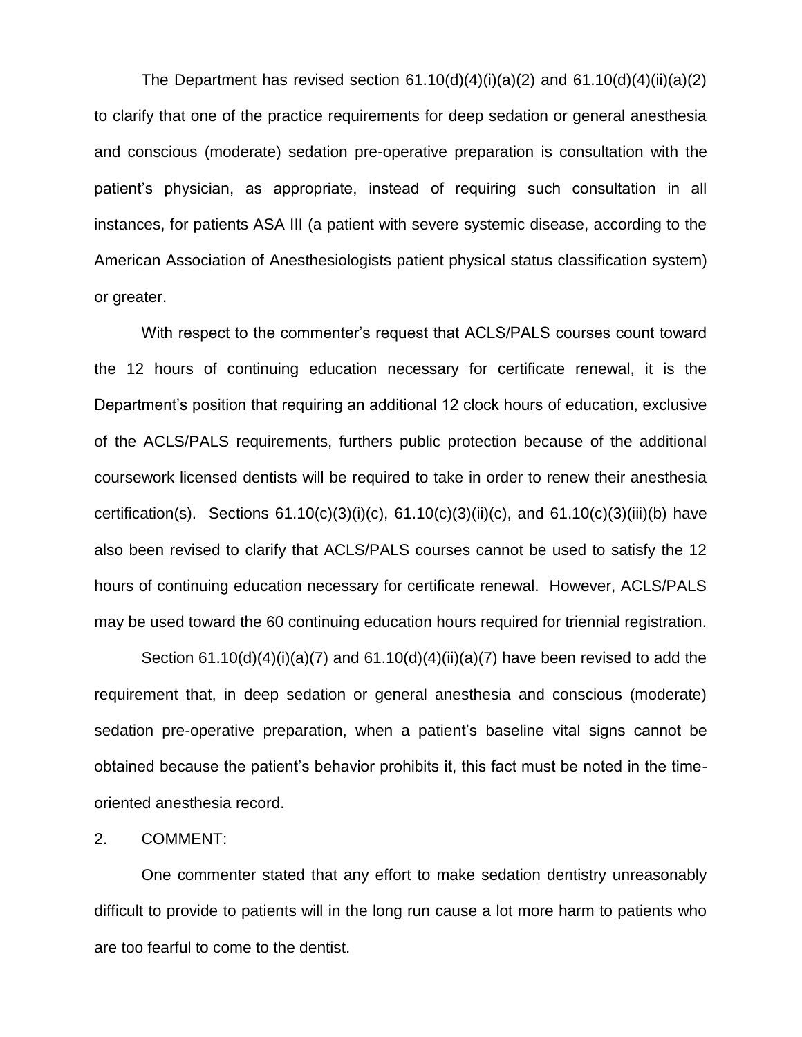The Department has revised section 61.10(d)(4)(i)(a)(2) and 61.10(d)(4)(ii)(a)(2) to clarify that one of the practice requirements for deep sedation or general anesthesia and conscious (moderate) sedation pre-operative preparation is consultation with the patient's physician, as appropriate, instead of requiring such consultation in all instances, for patients ASA III (a patient with severe systemic disease, according to the American Association of Anesthesiologists patient physical status classification system) or greater.

With respect to the commenter's request that ACLS/PALS courses count toward the 12 hours of continuing education necessary for certificate renewal, it is the Department's position that requiring an additional 12 clock hours of education, exclusive of the ACLS/PALS requirements, furthers public protection because of the additional coursework licensed dentists will be required to take in order to renew their anesthesia certification(s). Sections 61.10(c)(3)(i)(c), 61.10(c)(3)(ii)(c), and 61.10(c)(3)(iii)(b) have also been revised to clarify that ACLS/PALS courses cannot be used to satisfy the 12 hours of continuing education necessary for certificate renewal. However, ACLS/PALS may be used toward the 60 continuing education hours required for triennial registration.

Section 61.10(d)(4)(i)(a)(7) and 61.10(d)(4)(ii)(a)(7) have been revised to add the requirement that, in deep sedation or general anesthesia and conscious (moderate) sedation pre-operative preparation, when a patient's baseline vital signs cannot be obtained because the patient's behavior prohibits it, this fact must be noted in the time-oriented anesthesia record.

2. COMMENT:

One commenter stated that any effort to make sedation dentistry unreasonably difficult to provide to patients will in the long run cause a lot more harm to patients who are too fearful to come to the dentist.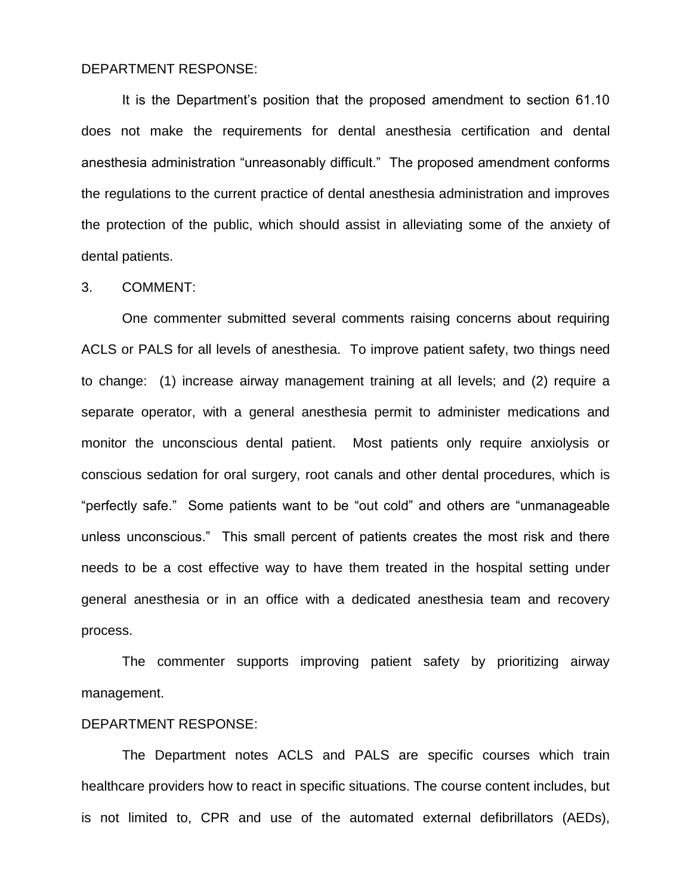DEPARTMENT RESPONSE:

It is the Department's position that the proposed amendment to section 61.10 does not make the requirements for dental anesthesia certification and dental anesthesia administration "unreasonably difficult." The proposed amendment conforms the regulations to the current practice of dental anesthesia administration and improves the protection of the public, which should assist in alleviating some of the anxiety of dental patients.

3. COMMENT:

One commenter submitted several comments raising concerns about requiring ACLS or PALS for all levels of anesthesia. To improve patient safety, two things need to change: (1) increase airway management training at all levels; and (2) require a separate operator, with a general anesthesia permit to administer medications and monitor the unconscious dental patient. Most patients only require anxiolysis or conscious sedation for oral surgery, root canals and other dental procedures, which is "perfectly safe." Some patients want to be "out cold" and others are "unmanageable unless unconscious." This small percent of patients creates the most risk and there needs to be a cost effective way to have them treated in the hospital setting under general anesthesia or in an office with a dedicated anesthesia team and recovery process.

The commenter supports improving patient safety by prioritizing airway management.

DEPARTMENT RESPONSE:

The Department notes ACLS and PALS are specific courses which train healthcare providers how to react in specific situations. The course content includes, but is not limited to, CPR and use of the automated external defibrillators (AEDs),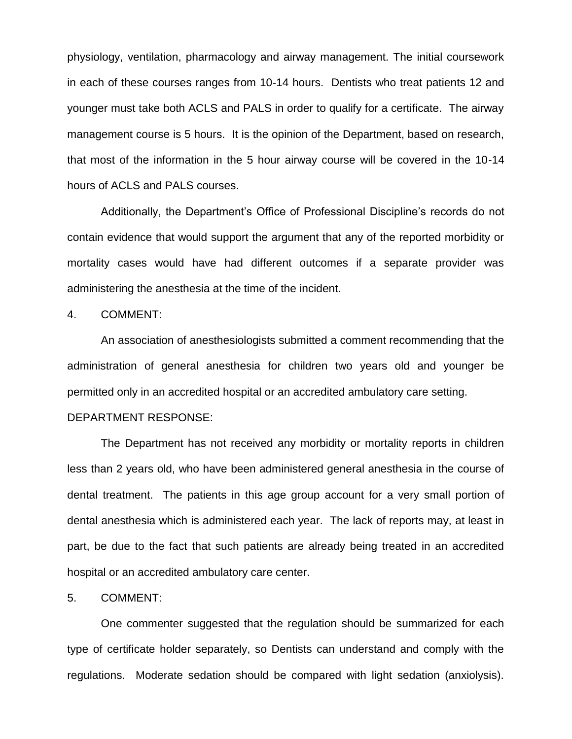physiology, ventilation, pharmacology and airway management. The initial coursework in each of these courses ranges from 10-14 hours. Dentists who treat patients 12 and younger must take both ACLS and PALS in order to qualify for a certificate. The airway management course is 5 hours. It is the opinion of the Department, based on research, that most of the information in the 5 hour airway course will be covered in the 10-14 hours of ACLS and PALS courses.

Additionally, the Department's Office of Professional Discipline's records do not contain evidence that would support the argument that any of the reported morbidity or mortality cases would have had different outcomes if a separate provider was administering the anesthesia at the time of the incident.

4. COMMENT:

An association of anesthesiologists submitted a comment recommending that the administration of general anesthesia for children two years old and younger be permitted only in an accredited hospital or an accredited ambulatory care setting.

DEPARTMENT RESPONSE:

The Department has not received any morbidity or mortality reports in children less than 2 years old, who have been administered general anesthesia in the course of dental treatment. The patients in this age group account for a very small portion of dental anesthesia which is administered each year. The lack of reports may, at least in part, be due to the fact that such patients are already being treated in an accredited hospital or an accredited ambulatory care center.

5. COMMENT:

One commenter suggested that the regulation should be summarized for each type of certificate holder separately, so Dentists can understand and comply with the regulations. Moderate sedation should be compared with light sedation (anxiolysis).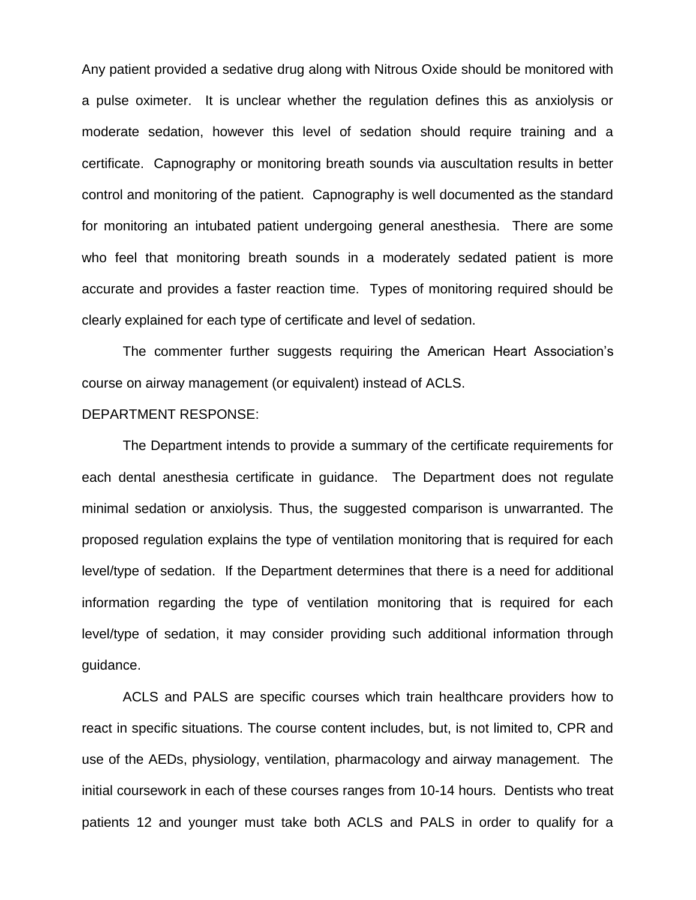Any patient provided a sedative drug along with Nitrous Oxide should be monitored with a pulse oximeter. It is unclear whether the regulation defines this as anxiolysis or moderate sedation, however this level of sedation should require training and a certificate. Capnography or monitoring breath sounds via auscultation results in better control and monitoring of the patient. Capnography is well documented as the standard for monitoring an intubated patient undergoing general anesthesia. There are some who feel that monitoring breath sounds in a moderately sedated patient is more accurate and provides a faster reaction time. Types of monitoring required should be clearly explained for each type of certificate and level of sedation.

The commenter further suggests requiring the American Heart Association's course on airway management (or equivalent) instead of ACLS.

DEPARTMENT RESPONSE:

The Department intends to provide a summary of the certificate requirements for each dental anesthesia certificate in guidance. The Department does not regulate minimal sedation or anxiolysis. Thus, the suggested comparison is unwarranted. The proposed regulation explains the type of ventilation monitoring that is required for each level/type of sedation. If the Department determines that there is a need for additional information regarding the type of ventilation monitoring that is required for each level/type of sedation, it may consider providing such additional information through guidance.

ACLS and PALS are specific courses which train healthcare providers how to react in specific situations. The course content includes, but, is not limited to, CPR and use of the AEDs, physiology, ventilation, pharmacology and airway management. The initial coursework in each of these courses ranges from 10-14 hours. Dentists who treat patients 12 and younger must take both ACLS and PALS in order to qualify for a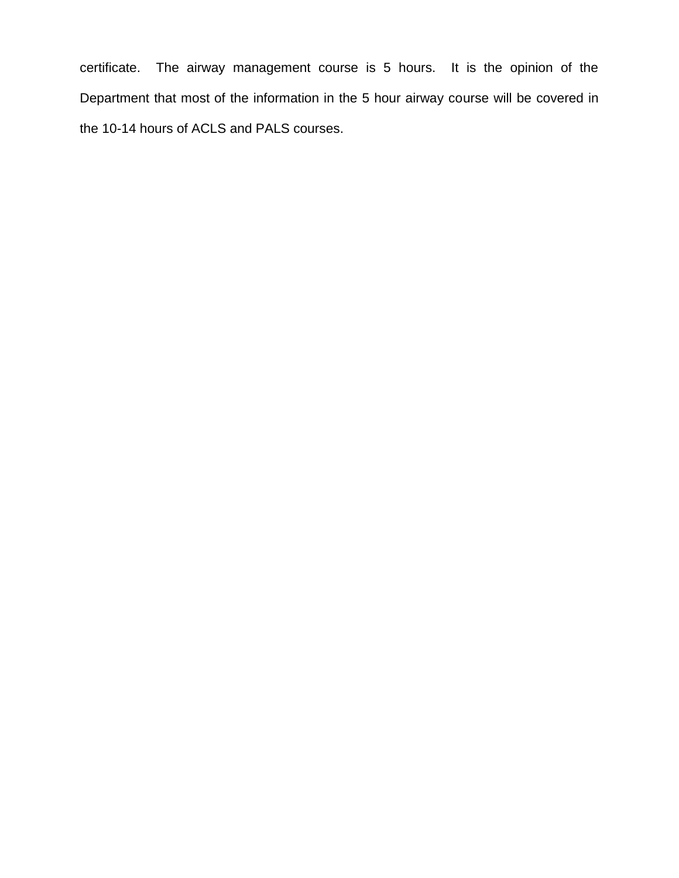certificate. The airway management course is 5 hours. It is the opinion of the Department that most of the information in the 5 hour airway course will be covered in the 10-14 hours of ACLS and PALS courses.